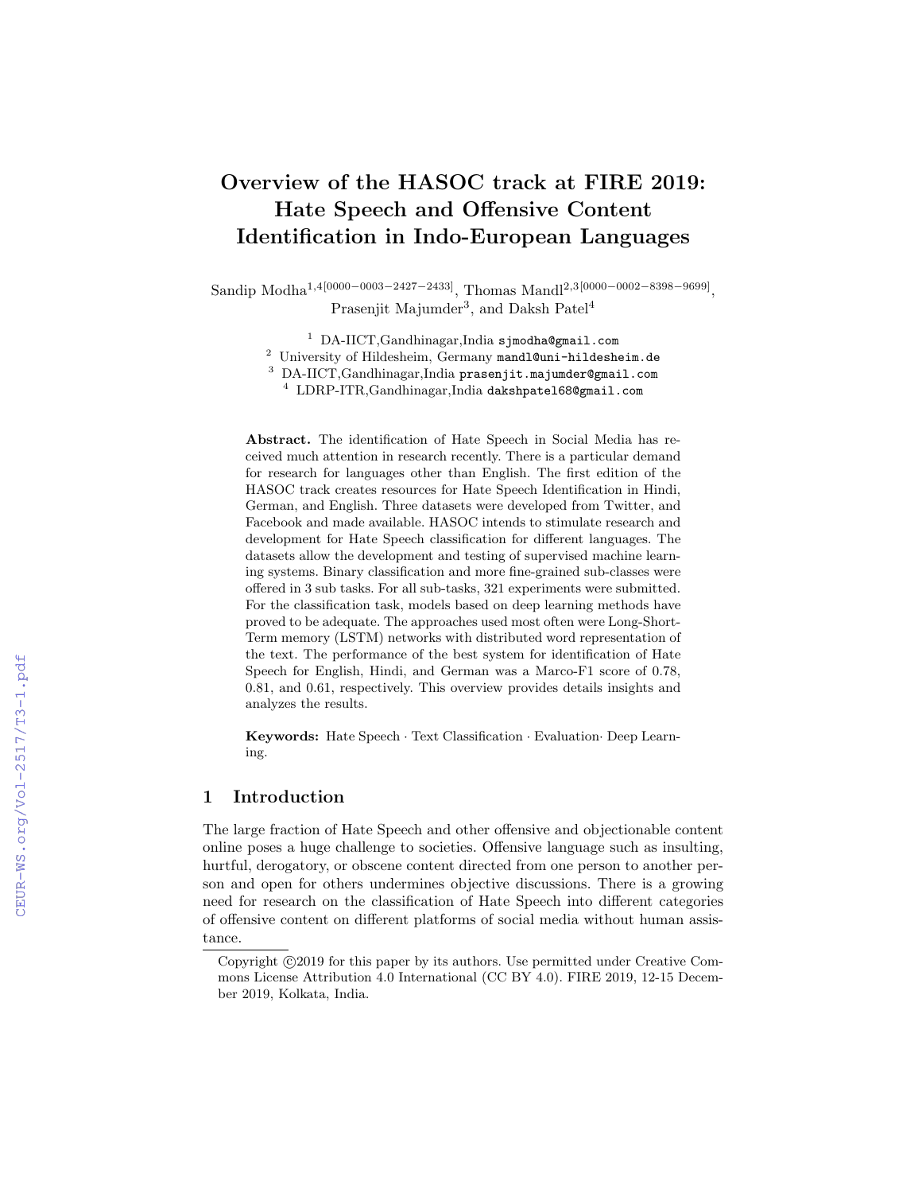# Overview of the HASOC track at FIRE 2019: Hate Speech and Offensive Content Identification in Indo-European Languages

Sandip Modha[1,4][0000−0003−2427−2433], Thomas Mandl[2,3][0000−0002−8398−9699], Prasenjit Majumder[3], and Daksh Patel[4]

[1] DA-IICT,Gandhinagar,India sjmodha@gmail.com
[2] University of Hildesheim, Germany mandl@uni-hildesheim.de
[3] DA-IICT,Gandhinagar,India prasenjit.majumder@gmail.com
[4] LDRP-ITR,Gandhinagar,India dakshpatel68@gmail.com

**Abstract.** The identification of Hate Speech in Social Media has received much attention in research recently. There is a particular demand for research for languages other than English. The first edition of the HASOC track creates resources for Hate Speech Identification in Hindi, German, and English. Three datasets were developed from Twitter, and Facebook and made available. HASOC intends to stimulate research and development for Hate Speech classification for different languages. The datasets allow the development and testing of supervised machine learning systems. Binary classification and more fine-grained sub-classes were offered in 3 sub tasks. For all sub-tasks, 321 experiments were submitted. For the classification task, models based on deep learning methods have proved to be adequate. The approaches used most often were Long-Short-Term memory (LSTM) networks with distributed word representation of the text. The performance of the best system for identification of Hate Speech for English, Hindi, and German was a Marco-F1 score of 0.78, 0.81, and 0.61, respectively. This overview provides details insights and analyzes the results.

**Keywords:** Hate Speech · Text Classification · Evaluation· Deep Learning.

## 1 Introduction

The large fraction of Hate Speech and other offensive and objectionable content online poses a huge challenge to societies. Offensive language such as insulting, hurtful, derogatory, or obscene content directed from one person to another person and open for others undermines objective discussions. There is a growing need for research on the classification of Hate Speech into different categories of offensive content on different platforms of social media without human assistance.

Copyright ©2019 for this paper by its authors. Use permitted under Creative Commons License Attribution 4.0 International (CC BY 4.0). FIRE 2019, 12-15 December 2019, Kolkata, India.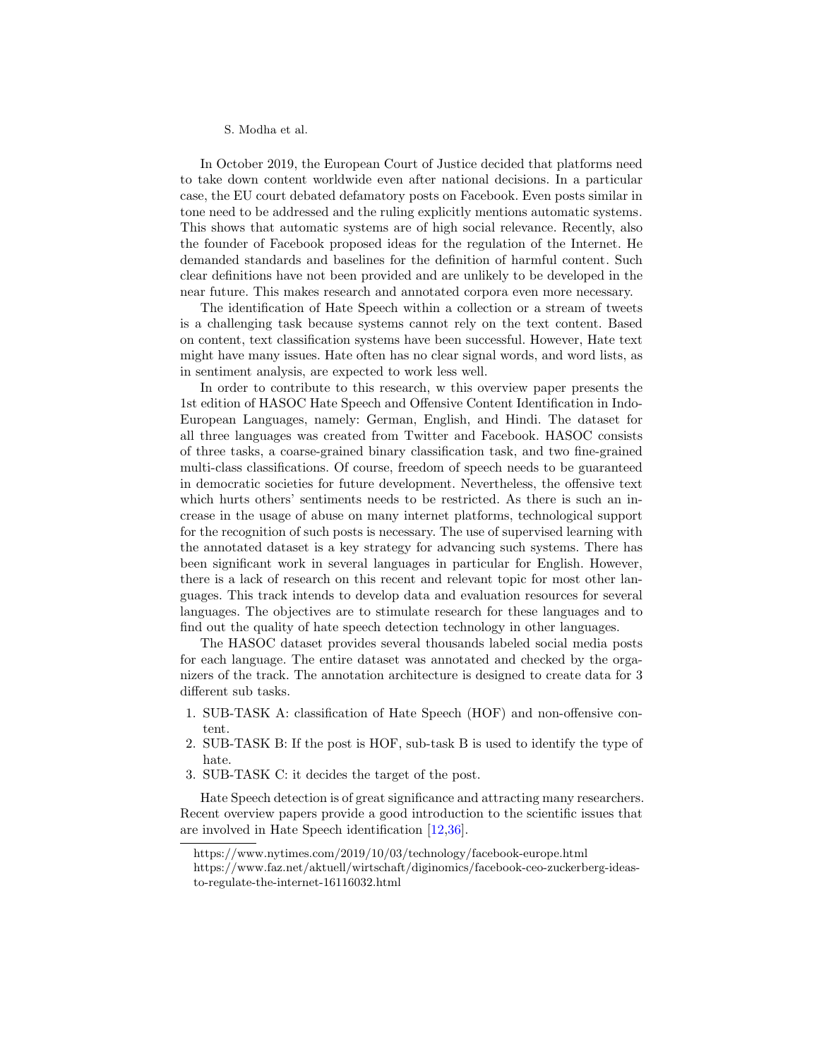In October 2019, the European Court of Justice decided that platforms need to take down content worldwide even after national decisions. In a particular case, the EU court debated defamatory posts on Facebook. Even posts similar in tone need to be addressed and the ruling explicitly mentions automatic systems. This shows that automatic systems are of high social relevance. Recently, also the founder of Facebook proposed ideas for the regulation of the Internet. He demanded standards and baselines for the definition of harmful content. Such clear definitions have not been provided and are unlikely to be developed in the near future. This makes research and annotated corpora even more necessary.

The identification of Hate Speech within a collection or a stream of tweets is a challenging task because systems cannot rely on the text content. Based on content, text classification systems have been successful. However, Hate text might have many issues. Hate often has no clear signal words, and word lists, as in sentiment analysis, are expected to work less well.

In order to contribute to this research, w this overview paper presents the 1st edition of HASOC Hate Speech and Offensive Content Identification in Indo-European Languages, namely: German, English, and Hindi. The dataset for all three languages was created from Twitter and Facebook. HASOC consists of three tasks, a coarse-grained binary classification task, and two fine-grained multi-class classifications. Of course, freedom of speech needs to be guaranteed in democratic societies for future development. Nevertheless, the offensive text which hurts others' sentiments needs to be restricted. As there is such an increase in the usage of abuse on many internet platforms, technological support for the recognition of such posts is necessary. The use of supervised learning with the annotated dataset is a key strategy for advancing such systems. There has been significant work in several languages in particular for English. However, there is a lack of research on this recent and relevant topic for most other languages. This track intends to develop data and evaluation resources for several languages. The objectives are to stimulate research for these languages and to find out the quality of hate speech detection technology in other languages.

The HASOC dataset provides several thousands labeled social media posts for each language. The entire dataset was annotated and checked by the organizers of the track. The annotation architecture is designed to create data for 3 different sub tasks.

1. SUB-TASK A: classification of Hate Speech (HOF) and non-offensive content.
2. SUB-TASK B: If the post is HOF, sub-task B is used to identify the type of hate.
3. SUB-TASK C: it decides the target of the post.

Hate Speech detection is of great significance and attracting many researchers. Recent overview papers provide a good introduction to the scientific issues that are involved in Hate Speech identification [12,36].

https://www.nytimes.com/2019/10/03/technology/facebook-europe.html
https://www.faz.net/aktuell/wirtschaft/diginomics/facebook-ceo-zuckerberg-ideas-to-regulate-the-internet-16116032.html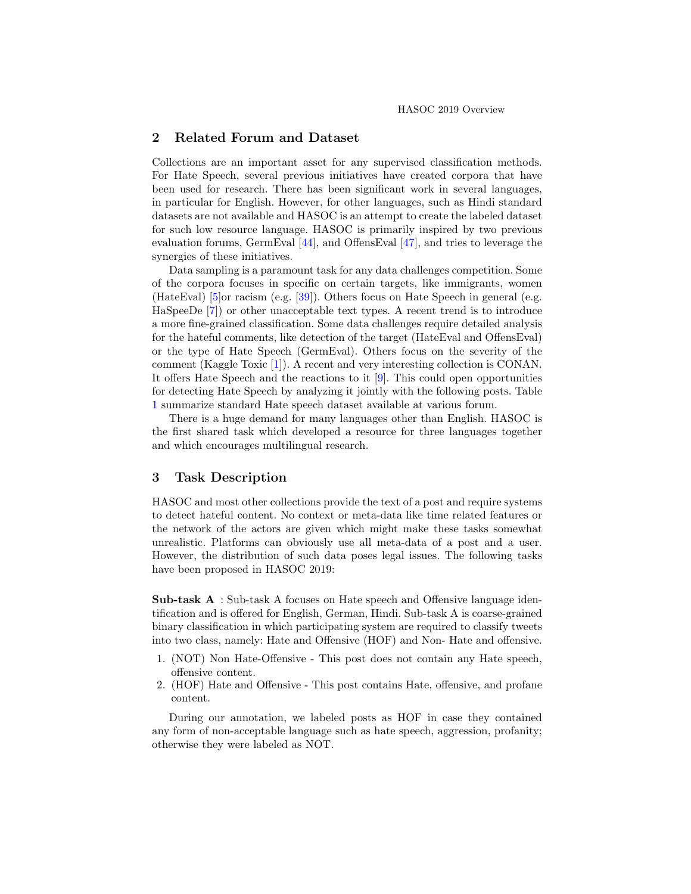## 2 Related Forum and Dataset

Collections are an important asset for any supervised classification methods. For Hate Speech, several previous initiatives have created corpora that have been used for research. There has been significant work in several languages, in particular for English. However, for other languages, such as Hindi standard datasets are not available and HASOC is an attempt to create the labeled dataset for such low resource language. HASOC is primarily inspired by two previous evaluation forums, GermEval [44], and OffensEval [47], and tries to leverage the synergies of these initiatives.

Data sampling is a paramount task for any data challenges competition. Some of the corpora focuses in specific on certain targets, like immigrants, women (HateEval) [5]or racism (e.g. [39]). Others focus on Hate Speech in general (e.g. HaSpeeDe [7]) or other unacceptable text types. A recent trend is to introduce a more fine-grained classification. Some data challenges require detailed analysis for the hateful comments, like detection of the target (HateEval and OffensEval) or the type of Hate Speech (GermEval). Others focus on the severity of the comment (Kaggle Toxic [1]). A recent and very interesting collection is CONAN. It offers Hate Speech and the reactions to it [9]. This could open opportunities for detecting Hate Speech by analyzing it jointly with the following posts. Table 1 summarize standard Hate speech dataset available at various forum.

There is a huge demand for many languages other than English. HASOC is the first shared task which developed a resource for three languages together and which encourages multilingual research.

## 3 Task Description

HASOC and most other collections provide the text of a post and require systems to detect hateful content. No context or meta-data like time related features or the network of the actors are given which might make these tasks somewhat unrealistic. Platforms can obviously use all meta-data of a post and a user. However, the distribution of such data poses legal issues. The following tasks have been proposed in HASOC 2019:

**Sub-task A** : Sub-task A focuses on Hate speech and Offensive language identification and is offered for English, German, Hindi. Sub-task A is coarse-grained binary classification in which participating system are required to classify tweets into two class, namely: Hate and Offensive (HOF) and Non- Hate and offensive.

1. (NOT) Non Hate-Offensive - This post does not contain any Hate speech, offensive content.
2. (HOF) Hate and Offensive - This post contains Hate, offensive, and profane content.

During our annotation, we labeled posts as HOF in case they contained any form of non-acceptable language such as hate speech, aggression, profanity; otherwise they were labeled as NOT.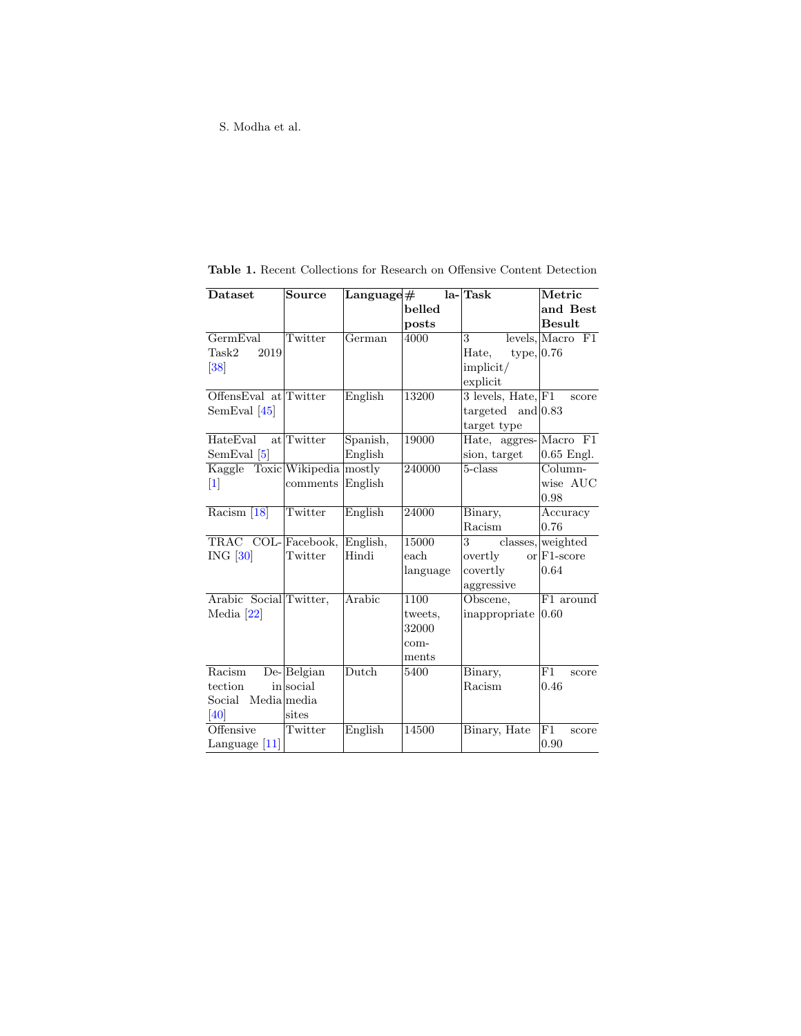**Table 1.** Recent Collections for Research on Offensive Content Detection

| Dataset | Source | Language | # labelled posts | Task | Metric and Best Besult |
|---|---|---|---|---|---|
| GermEval Task2 2019 [38] | Twitter | German | 4000 | 3 levels, Hate, type, implicit/ explicit | Macro F1 0.76 |
| OffensEval at SemEval [45] | Twitter | English | 13200 | 3 levels, Hate, targeted and target type | F1 score 0.83 |
| HateEval at SemEval [5] | Twitter | Spanish, English | 19000 | Hate, aggression, target | Macro F1 0.65 Engl. |
| Kaggle Toxic [1] | Wikipedia comments | mostly English | 240000 | 5-class | Column-wise AUC 0.98 |
| Racism [18] | Twitter | English | 24000 | Binary, Racism | Accuracy 0.76 |
| TRAC COLING [30] | Facebook, Twitter | English, Hindi | 15000 each language | 3 classes, overtly or covertly aggressive | weighted F1-score 0.64 |
| Arabic Social Media [22] | Twitter, | Arabic | 1100 tweets, 32000 comments | Obscene, inappropriate | F1 around 0.60 |
| Racism Detection in Social Media [40] | Belgian social media sites | Dutch | 5400 | Binary, Racism | F1 score 0.46 |
| Offensive Language [11] | Twitter | English | 14500 | Binary, Hate | F1 score 0.90 |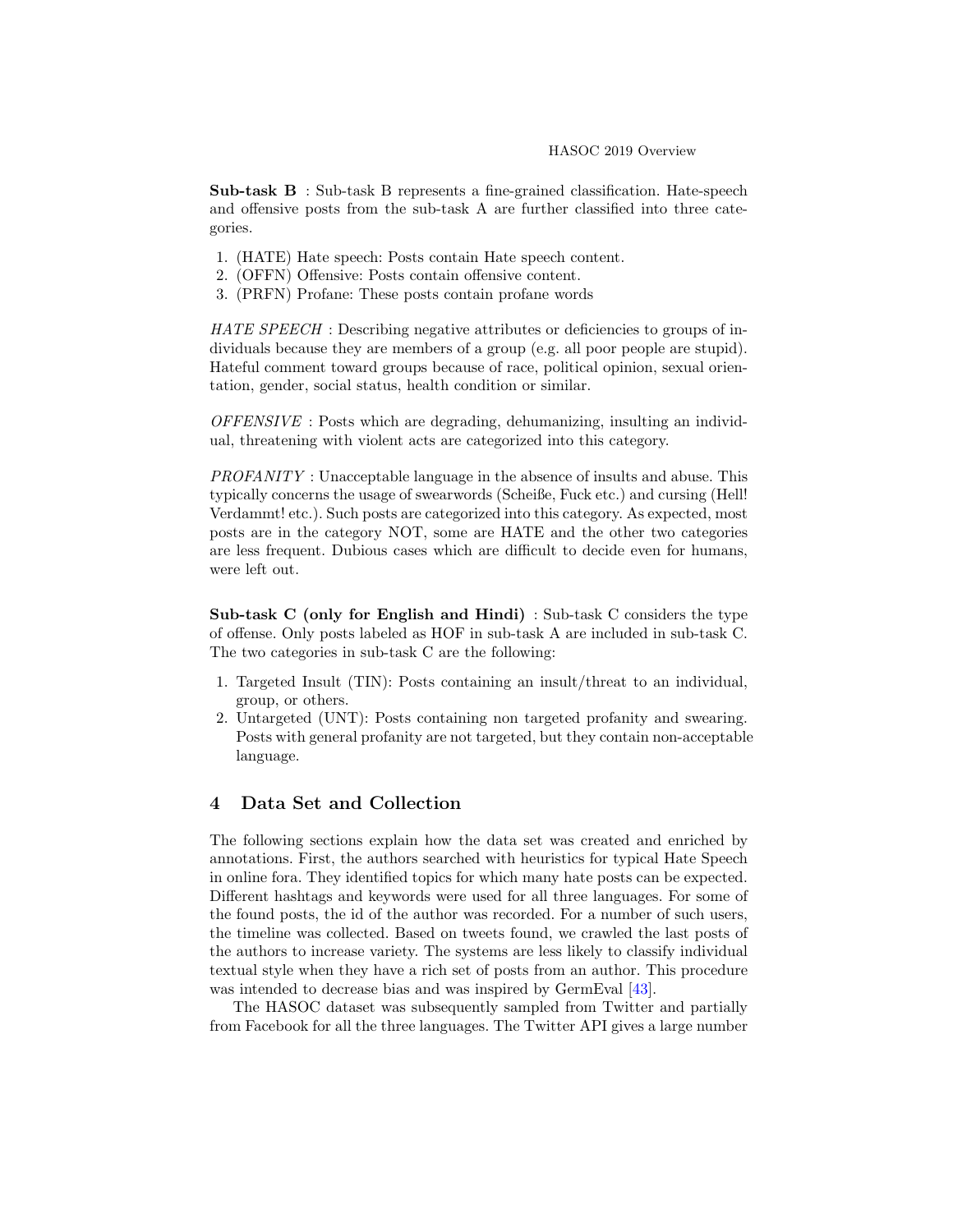**Sub-task B** : Sub-task B represents a fine-grained classification. Hate-speech and offensive posts from the sub-task A are further classified into three categories.

1. (HATE) Hate speech: Posts contain Hate speech content.
2. (OFFN) Offensive: Posts contain offensive content.
3. (PRFN) Profane: These posts contain profane words

*HATE SPEECH* : Describing negative attributes or deficiencies to groups of individuals because they are members of a group (e.g. all poor people are stupid). Hateful comment toward groups because of race, political opinion, sexual orientation, gender, social status, health condition or similar.

*OFFENSIVE* : Posts which are degrading, dehumanizing, insulting an individual, threatening with violent acts are categorized into this category.

*PROFANITY* : Unacceptable language in the absence of insults and abuse. This typically concerns the usage of swearwords (Scheiße, Fuck etc.) and cursing (Hell! Verdammt! etc.). Such posts are categorized into this category. As expected, most posts are in the category NOT, some are HATE and the other two categories are less frequent. Dubious cases which are difficult to decide even for humans, were left out.

**Sub-task C (only for English and Hindi)** : Sub-task C considers the type of offense. Only posts labeled as HOF in sub-task A are included in sub-task C. The two categories in sub-task C are the following:

1. Targeted Insult (TIN): Posts containing an insult/threat to an individual, group, or others.
2. Untargeted (UNT): Posts containing non targeted profanity and swearing. Posts with general profanity are not targeted, but they contain non-acceptable language.

## 4 Data Set and Collection

The following sections explain how the data set was created and enriched by annotations. First, the authors searched with heuristics for typical Hate Speech in online fora. They identified topics for which many hate posts can be expected. Different hashtags and keywords were used for all three languages. For some of the found posts, the id of the author was recorded. For a number of such users, the timeline was collected. Based on tweets found, we crawled the last posts of the authors to increase variety. The systems are less likely to classify individual textual style when they have a rich set of posts from an author. This procedure was intended to decrease bias and was inspired by GermEval [43].

The HASOC dataset was subsequently sampled from Twitter and partially from Facebook for all the three languages. The Twitter API gives a large number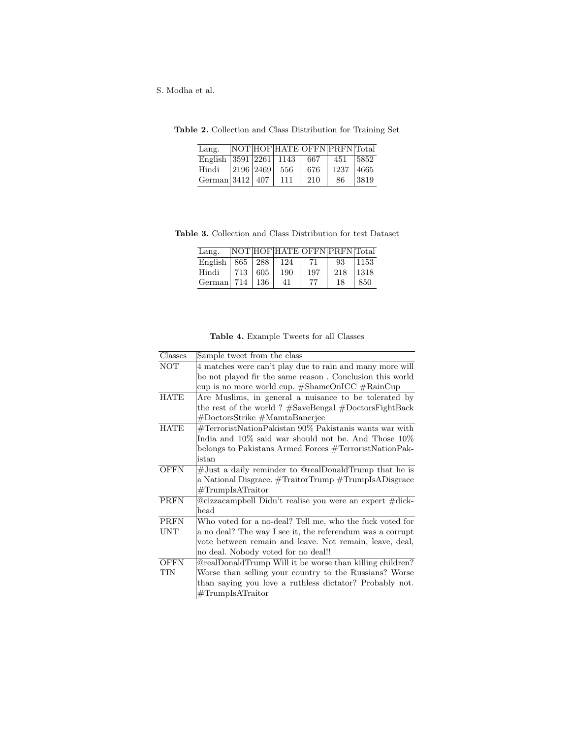**Table 2.** Collection and Class Distribution for Training Set

| Lang. | NOT | HOF | HATE | OFFN | PRFN | Total |
|---|---|---|---|---|---|---|
| English | 3591 | 2261 | 1143 | 667 | 451 | 5852 |
| Hindi | 2196 | 2469 | 556 | 676 | 1237 | 4665 |
| German | 3412 | 407 | 111 | 210 | 86 | 3819 |

**Table 3.** Collection and Class Distribution for test Dataset

| Lang. | NOT | HOF | HATE | OFFN | PRFN | Total |
|---|---|---|---|---|---|---|
| English | 865 | 288 | 124 | 71 | 93 | 1153 |
| Hindi | 713 | 605 | 190 | 197 | 218 | 1318 |
| German | 714 | 136 | 41 | 77 | 18 | 850 |

**Table 4.** Example Tweets for all Classes

| Classes | Sample tweet from the class |
|---|---|
| NOT | 4 matches were can't play due to rain and many more will be not played fir the same reason . Conclusion this world cup is no more world cup. #ShameOnICC #RainCup |
| HATE | Are Muslims, in general a nuisance to be tolerated by the rest of the world ? #SaveBengal #DoctorsFightBack #DoctorsStrike #MamtaBanerjee |
| HATE | #TerroristNationPakistan 90% Pakistanis wants war with India and 10% said war should not be. And Those 10% belongs to Pakistans Armed Forces #TerroristNationPakistan |
| OFFN | #Just a daily reminder to @realDonaldTrump that he is a National Disgrace. #TraitorTrump #TrumpIsADisgrace #TrumpIsATraitor |
| PRFN | @cizzacampbell Didn't realise you were an expert #dickhead |
| PRFN UNT | Who voted for a no-deal? Tell me, who the fuck voted for a no deal? The way I see it, the referendum was a corrupt vote between remain and leave. Not remain, leave, deal, no deal. Nobody voted for no deal!! |
| OFFN TIN | @realDonaldTrump Will it be worse than killing children? Worse than selling your country to the Russians? Worse than saying you love a ruthless dictator? Probably not. #TrumpIsATraitor |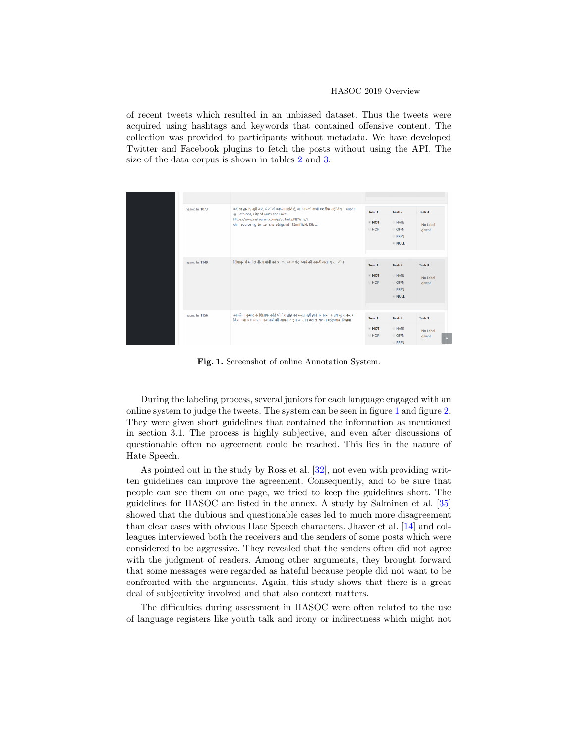of recent tweets which resulted in an unbiased dataset. Thus the tweets were acquired using hashtags and keywords that contained offensive content. The collection was provided to participants without metadata. We have developed Twitter and Facebook plugins to fetch the posts without using the API. The size of the data corpus is shown in tables 2 and 3.

**Fig. 1.** Screenshot of online Annotation System.

During the labeling process, several juniors for each language engaged with an online system to judge the tweets. The system can be seen in figure 1 and figure 2. They were given short guidelines that contained the information as mentioned in section 3.1. The process is highly subjective, and even after discussions of questionable often no agreement could be reached. This lies in the nature of Hate Speech.

As pointed out in the study by Ross et al. [32], not even with providing written guidelines can improve the agreement. Consequently, and to be sure that people can see them on one page, we tried to keep the guidelines short. The guidelines for HASOC are listed in the annex. A study by Salminen et al. [35] showed that the dubious and questionable cases led to much more disagreement than clear cases with obvious Hate Speech characters. Jhaver et al. [14] and colleagues interviewed both the receivers and the senders of some posts which were considered to be aggressive. They revealed that the senders often did not agree with the judgment of readers. Among other arguments, they brought forward that some messages were regarded as hateful because people did not want to be confronted with the arguments. Again, this study shows that there is a great deal of subjectivity involved and that also context matters.

The difficulties during assessment in HASOC were often related to the use of language registers like youth talk and irony or indirectness which might not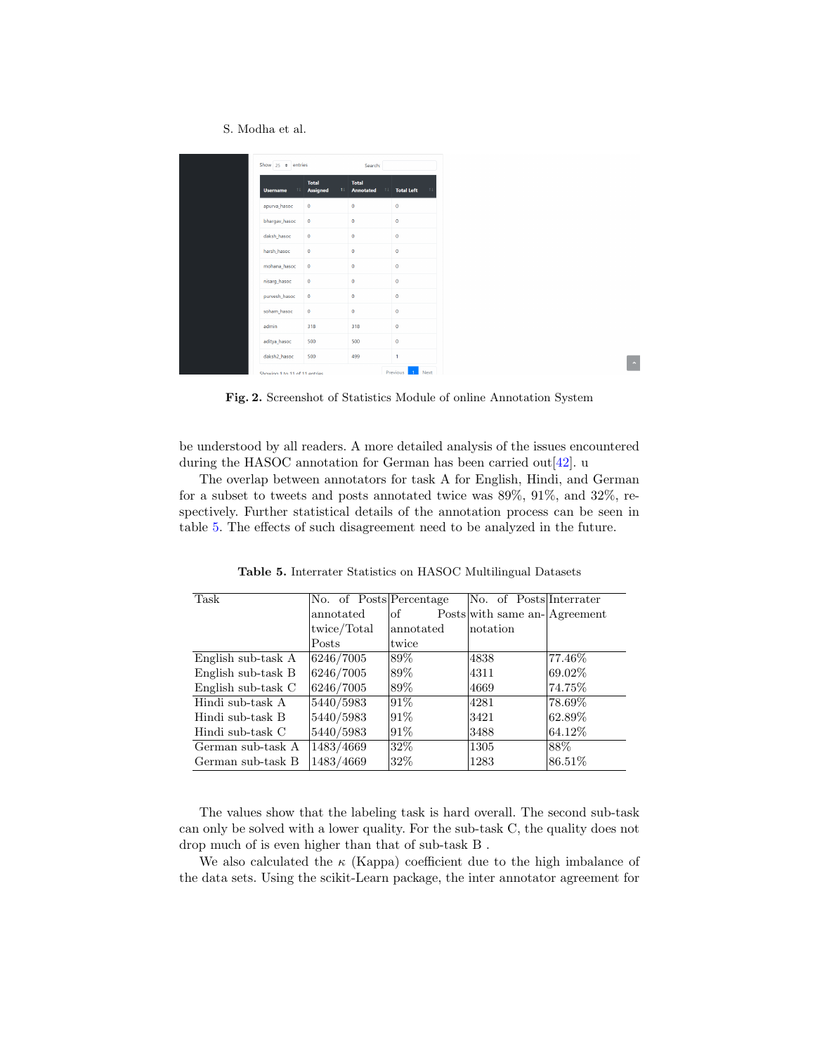Fig. 2. Screenshot of Statistics Module of online Annotation System

be understood by all readers. A more detailed analysis of the issues encountered during the HASOC annotation for German has been carried out[42]. u

The overlap between annotators for task A for English, Hindi, and German for a subset to tweets and posts annotated twice was 89%, 91%, and 32%, respectively. Further statistical details of the annotation process can be seen in table 5. The effects of such disagreement need to be analyzed in the future.

**Table 5.** Interrater Statistics on HASOC Multilingual Datasets

| Task | No. of Posts annotated twice/Total Posts | Percentage of Posts annotated twice | No. of Posts with same annotation | Interrater Agreement |
|---|---|---|---|---|
| English sub-task A | 6246/7005 | 89% | 4838 | 77.46% |
| English sub-task B | 6246/7005 | 89% | 4311 | 69.02% |
| English sub-task C | 6246/7005 | 89% | 4669 | 74.75% |
| Hindi sub-task A | 5440/5983 | 91% | 4281 | 78.69% |
| Hindi sub-task B | 5440/5983 | 91% | 3421 | 62.89% |
| Hindi sub-task C | 5440/5983 | 91% | 3488 | 64.12% |
| German sub-task A | 1483/4669 | 32% | 1305 | 88% |
| German sub-task B | 1483/4669 | 32% | 1283 | 86.51% |

The values show that the labeling task is hard overall. The second sub-task can only be solved with a lower quality. For the sub-task C, the quality does not drop much of is even higher than that of sub-task B .

We also calculated the $\kappa$ (Kappa) coefficient due to the high imbalance of the data sets. Using the scikit-Learn package, the inter annotator agreement for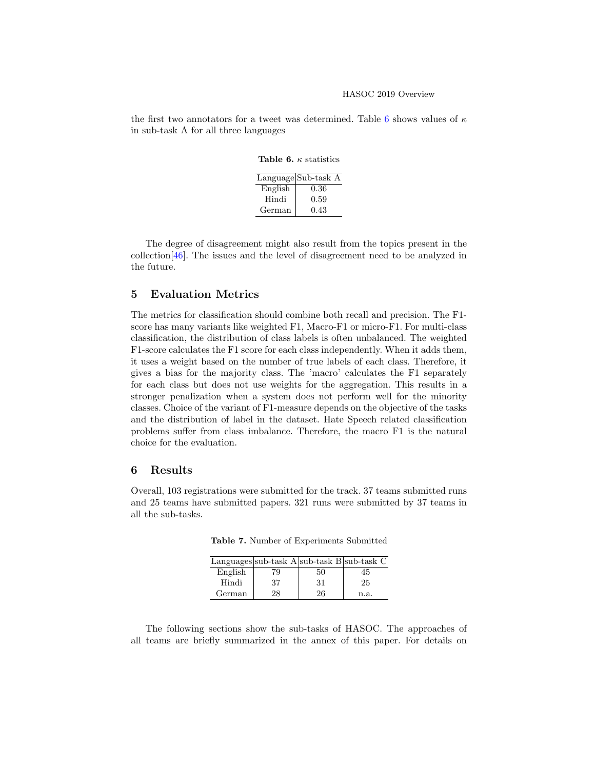the first two annotators for a tweet was determined. Table 6 shows values of $\kappa$ in sub-task A for all three languages

**Table 6.** $\kappa$ statistics

| Language | Sub-task A |
|---|---|
| English | 0.36 |
| Hindi | 0.59 |
| German | 0.43 |

The degree of disagreement might also result from the topics present in the collection[46]. The issues and the level of disagreement need to be analyzed in the future.

## 5 Evaluation Metrics

The metrics for classification should combine both recall and precision. The F1-score has many variants like weighted F1, Macro-F1 or micro-F1. For multi-class classification, the distribution of class labels is often unbalanced. The weighted F1-score calculates the F1 score for each class independently. When it adds them, it uses a weight based on the number of true labels of each class. Therefore, it gives a bias for the majority class. The 'macro' calculates the F1 separately for each class but does not use weights for the aggregation. This results in a stronger penalization when a system does not perform well for the minority classes. Choice of the variant of F1-measure depends on the objective of the tasks and the distribution of label in the dataset. Hate Speech related classification problems suffer from class imbalance. Therefore, the macro F1 is the natural choice for the evaluation.

## 6 Results

Overall, 103 registrations were submitted for the track. 37 teams submitted runs and 25 teams have submitted papers. 321 runs were submitted by 37 teams in all the sub-tasks.

**Table 7.** Number of Experiments Submitted

| Languages | sub-task A | sub-task B | sub-task C |
|---|---|---|---|
| English | 79 | 50 | 45 |
| Hindi | 37 | 31 | 25 |
| German | 28 | 26 | n.a. |

The following sections show the sub-tasks of HASOC. The approaches of all teams are briefly summarized in the annex of this paper. For details on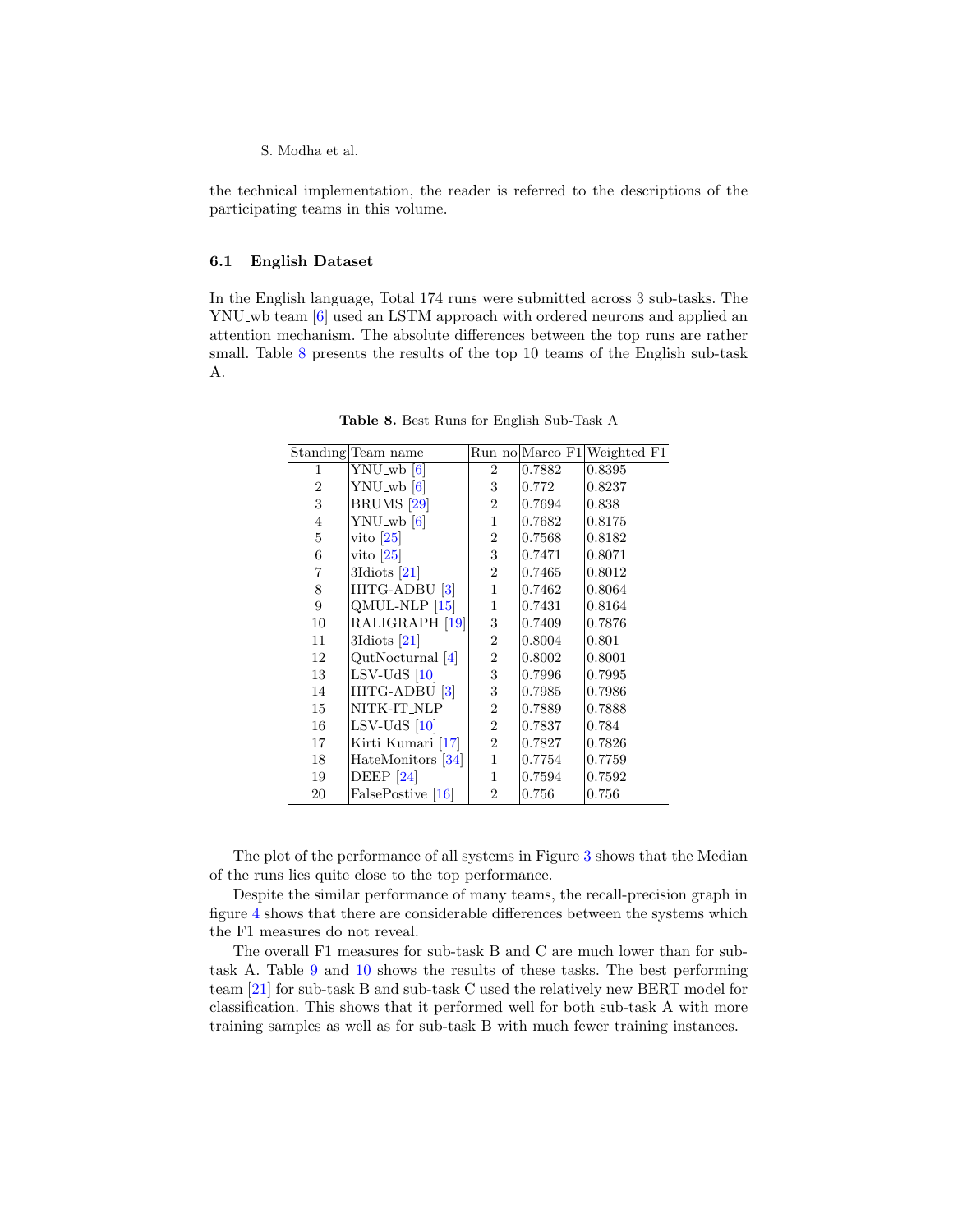the technical implementation, the reader is referred to the descriptions of the participating teams in this volume.

### 6.1 English Dataset

In the English language, Total 174 runs were submitted across 3 sub-tasks. The YNU_wb team [6] used an LSTM approach with ordered neurons and applied an attention mechanism. The absolute differences between the top runs are rather small. Table 8 presents the results of the top 10 teams of the English sub-task A.

**Table 8.** Best Runs for English Sub-Task A

| Standing | Team name | Run_no | Marco F1 | Weighted F1 |
|---|---|---|---|---|
| 1 | YNU_wb [6] | 2 | 0.7882 | 0.8395 |
| 2 | YNU_wb [6] | 3 | 0.772 | 0.8237 |
| 3 | BRUMS [29] | 2 | 0.7694 | 0.838 |
| 4 | YNU_wb [6] | 1 | 0.7682 | 0.8175 |
| 5 | vito [25] | 2 | 0.7568 | 0.8182 |
| 6 | vito [25] | 3 | 0.7471 | 0.8071 |
| 7 | 3Idiots [21] | 2 | 0.7465 | 0.8012 |
| 8 | IIITG-ADBU [3] | 1 | 0.7462 | 0.8064 |
| 9 | QMUL-NLP [15] | 1 | 0.7431 | 0.8164 |
| 10 | RALIGRAPH [19] | 3 | 0.7409 | 0.7876 |
| 11 | 3Idiots [21] | 2 | 0.8004 | 0.801 |
| 12 | QutNocturnal [4] | 2 | 0.8002 | 0.8001 |
| 13 | LSV-UdS [10] | 3 | 0.7996 | 0.7995 |
| 14 | IIITG-ADBU [3] | 3 | 0.7985 | 0.7986 |
| 15 | NITK-IT_NLP | 2 | 0.7889 | 0.7888 |
| 16 | LSV-UdS [10] | 2 | 0.7837 | 0.784 |
| 17 | Kirti Kumari [17] | 2 | 0.7827 | 0.7826 |
| 18 | HateMonitors [34] | 1 | 0.7754 | 0.7759 |
| 19 | DEEP [24] | 1 | 0.7594 | 0.7592 |
| 20 | FalsePostive [16] | 2 | 0.756 | 0.756 |

The plot of the performance of all systems in Figure 3 shows that the Median of the runs lies quite close to the top performance.

Despite the similar performance of many teams, the recall-precision graph in figure 4 shows that there are considerable differences between the systems which the F1 measures do not reveal.

The overall F1 measures for sub-task B and C are much lower than for sub-task A. Table 9 and 10 shows the results of these tasks. The best performing team [21] for sub-task B and sub-task C used the relatively new BERT model for classification. This shows that it performed well for both sub-task A with more training samples as well as for sub-task B with much fewer training instances.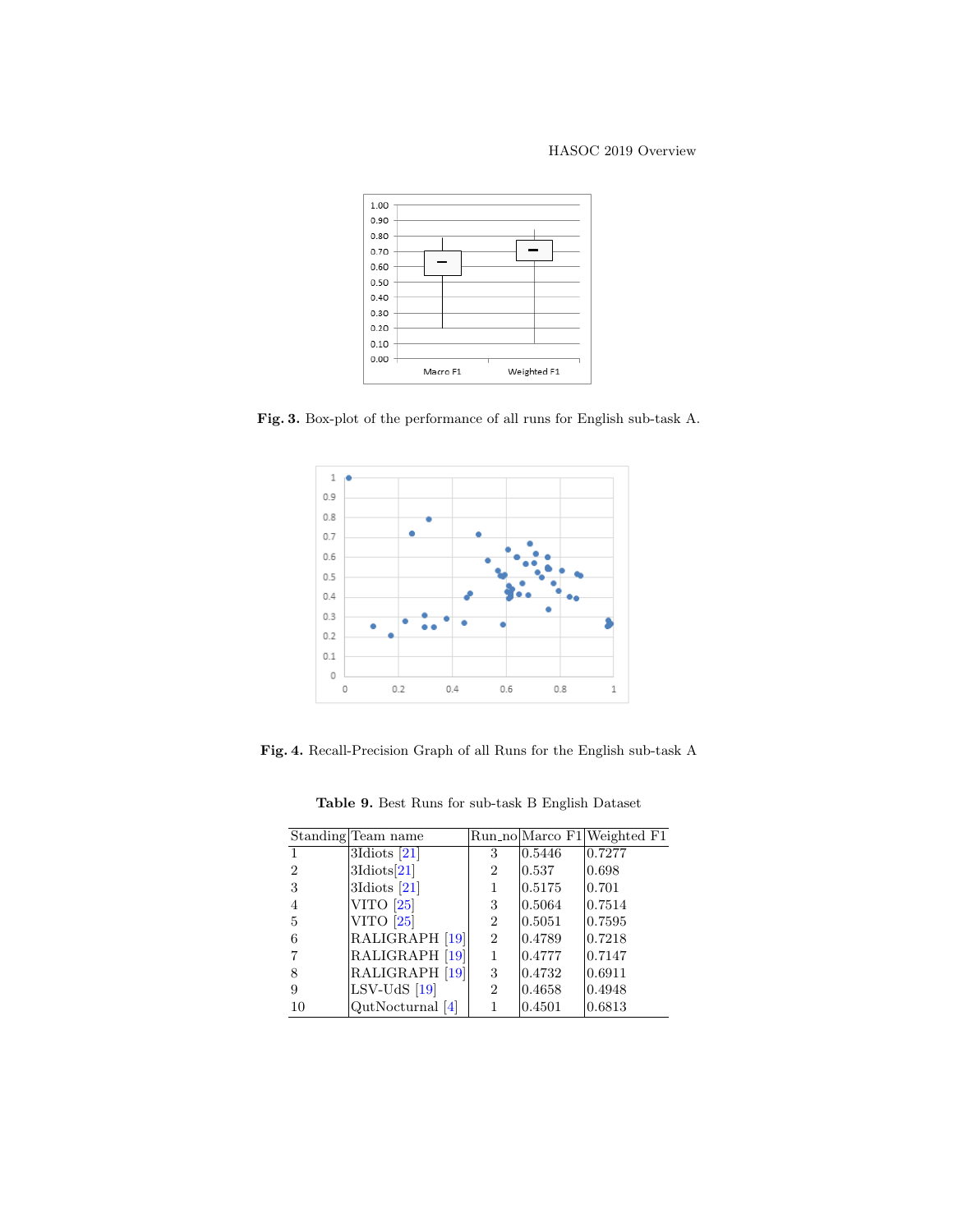Fig. 3. Box-plot of the performance of all runs for English sub-task A.

Fig. 4. Recall-Precision Graph of all Runs for the English sub-task A

**Table 9.** Best Runs for sub-task B English Dataset

| Standing | Team name | Run_no | Marco F1 | Weighted F1 |
|---|---|---|---|---|
| 1 | 3Idiots [21] | 3 | 0.5446 | 0.7277 |
| 2 | 3Idiots[21] | 2 | 0.537 | 0.698 |
| 3 | 3Idiots [21] | 1 | 0.5175 | 0.701 |
| 4 | VITO [25] | 3 | 0.5064 | 0.7514 |
| 5 | VITO [25] | 2 | 0.5051 | 0.7595 |
| 6 | RALIGRAPH [19] | 2 | 0.4789 | 0.7218 |
| 7 | RALIGRAPH [19] | 1 | 0.4777 | 0.7147 |
| 8 | RALIGRAPH [19] | 3 | 0.4732 | 0.6911 |
| 9 | LSV-UdS [19] | 2 | 0.4658 | 0.4948 |
| 10 | QutNocturnal [4] | 1 | 0.4501 | 0.6813 |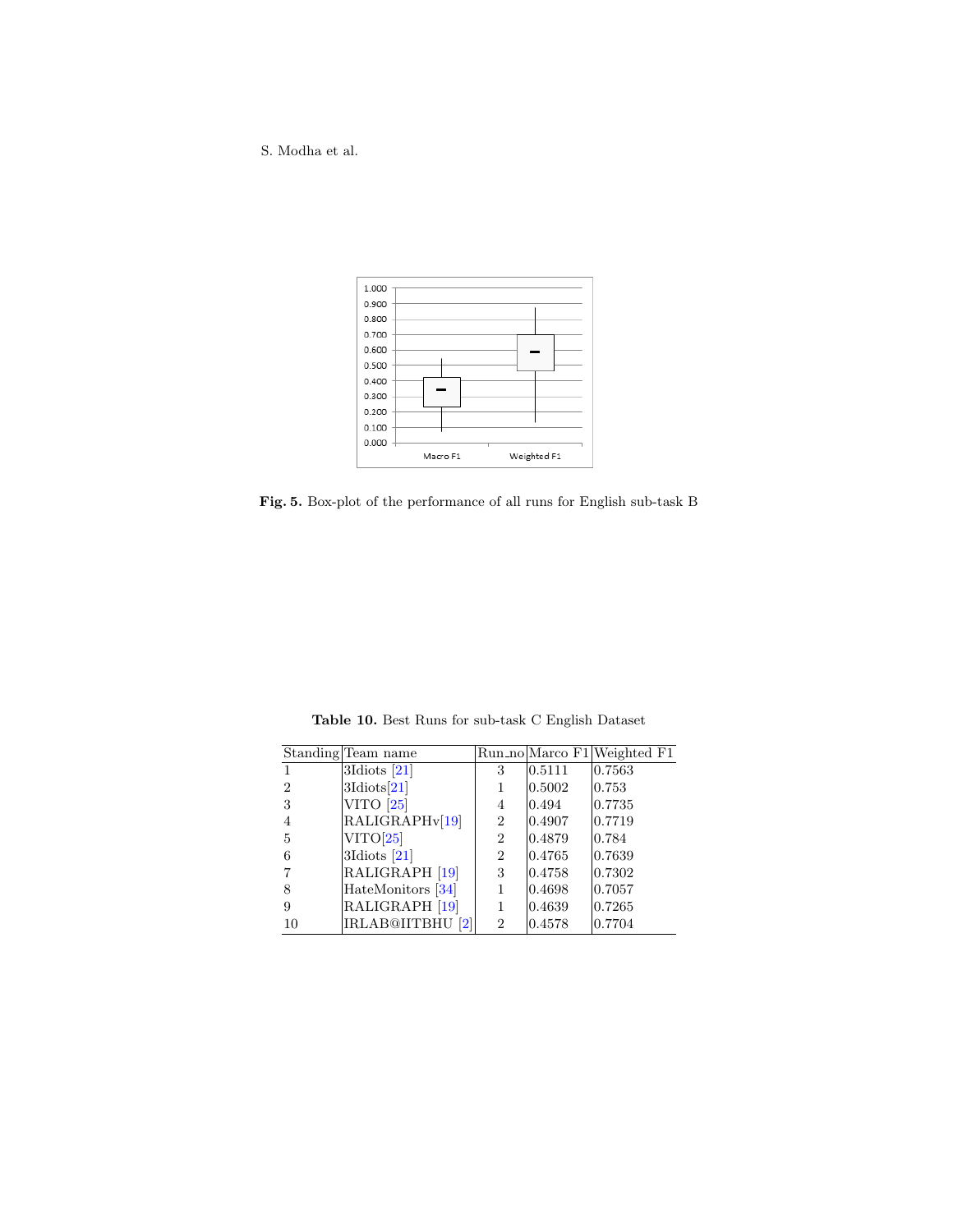**Fig. 5.** Box-plot of the performance of all runs for English sub-task B

**Table 10.** Best Runs for sub-task C English Dataset

| Standing | Team name | Run_no | Marco F1 | Weighted F1 |
|---|---|---|---|---|
| 1 | 3Idiots [21] | 3 | 0.5111 | 0.7563 |
| 2 | 3Idiots[21] | 1 | 0.5002 | 0.753 |
| 3 | VITO [25] | 4 | 0.494 | 0.7735 |
| 4 | RALIGRAPHv[19] | 2 | 0.4907 | 0.7719 |
| 5 | VITO[25] | 2 | 0.4879 | 0.784 |
| 6 | 3Idiots [21] | 2 | 0.4765 | 0.7639 |
| 7 | RALIGRAPH [19] | 3 | 0.4758 | 0.7302 |
| 8 | HateMonitors [34] | 1 | 0.4698 | 0.7057 |
| 9 | RALIGRAPH [19] | 1 | 0.4639 | 0.7265 |
| 10 | IRLAB@IITBHU [2] | 2 | 0.4578 | 0.7704 |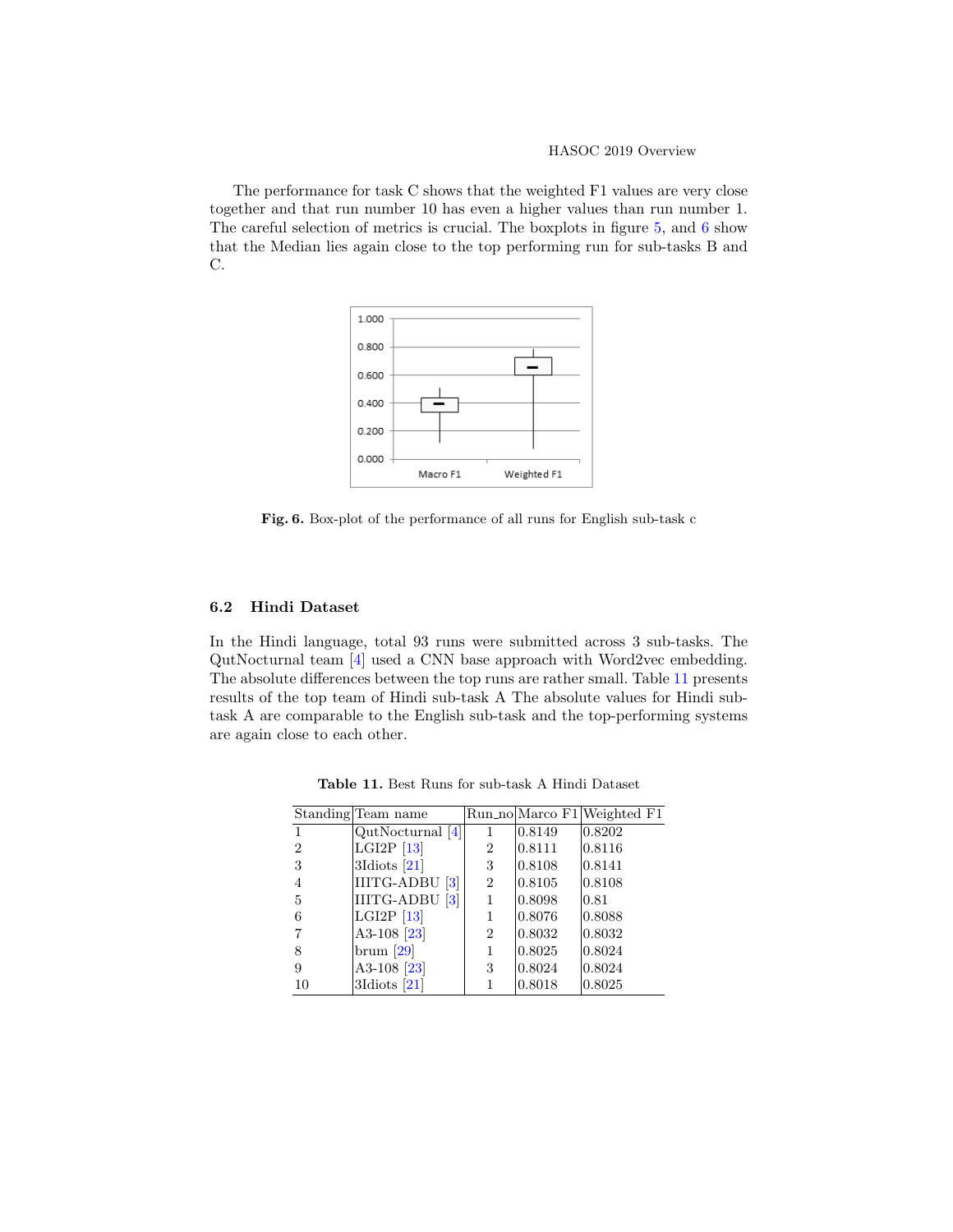The performance for task C shows that the weighted F1 values are very close together and that run number 10 has even a higher values than run number 1. The careful selection of metrics is crucial. The boxplots in figure 5, and 6 show that the Median lies again close to the top performing run for sub-tasks B and C.

**Fig. 6.** Box-plot of the performance of all runs for English sub-task c

### 6.2 Hindi Dataset

In the Hindi language, total 93 runs were submitted across 3 sub-tasks. The QutNocturnal team [4] used a CNN base approach with Word2vec embedding. The absolute differences between the top runs are rather small. Table 11 presents results of the top team of Hindi sub-task A The absolute values for Hindi sub-task A are comparable to the English sub-task and the top-performing systems are again close to each other.

**Table 11.** Best Runs for sub-task A Hindi Dataset

| Standing | Team name | Run_no | Marco F1 | Weighted F1 |
|---|---|---|---|---|
| 1 | QutNocturnal [4] | 1 | 0.8149 | 0.8202 |
| 2 | LGI2P [13] | 2 | 0.8111 | 0.8116 |
| 3 | 3Idiots [21] | 3 | 0.8108 | 0.8141 |
| 4 | IIITG-ADBU [3] | 2 | 0.8105 | 0.8108 |
| 5 | IIITG-ADBU [3] | 1 | 0.8098 | 0.81 |
| 6 | LGI2P [13] | 1 | 0.8076 | 0.8088 |
| 7 | A3-108 [23] | 2 | 0.8032 | 0.8032 |
| 8 | brum [29] | 1 | 0.8025 | 0.8024 |
| 9 | A3-108 [23] | 3 | 0.8024 | 0.8024 |
| 10 | 3Idiots [21] | 1 | 0.8018 | 0.8025 |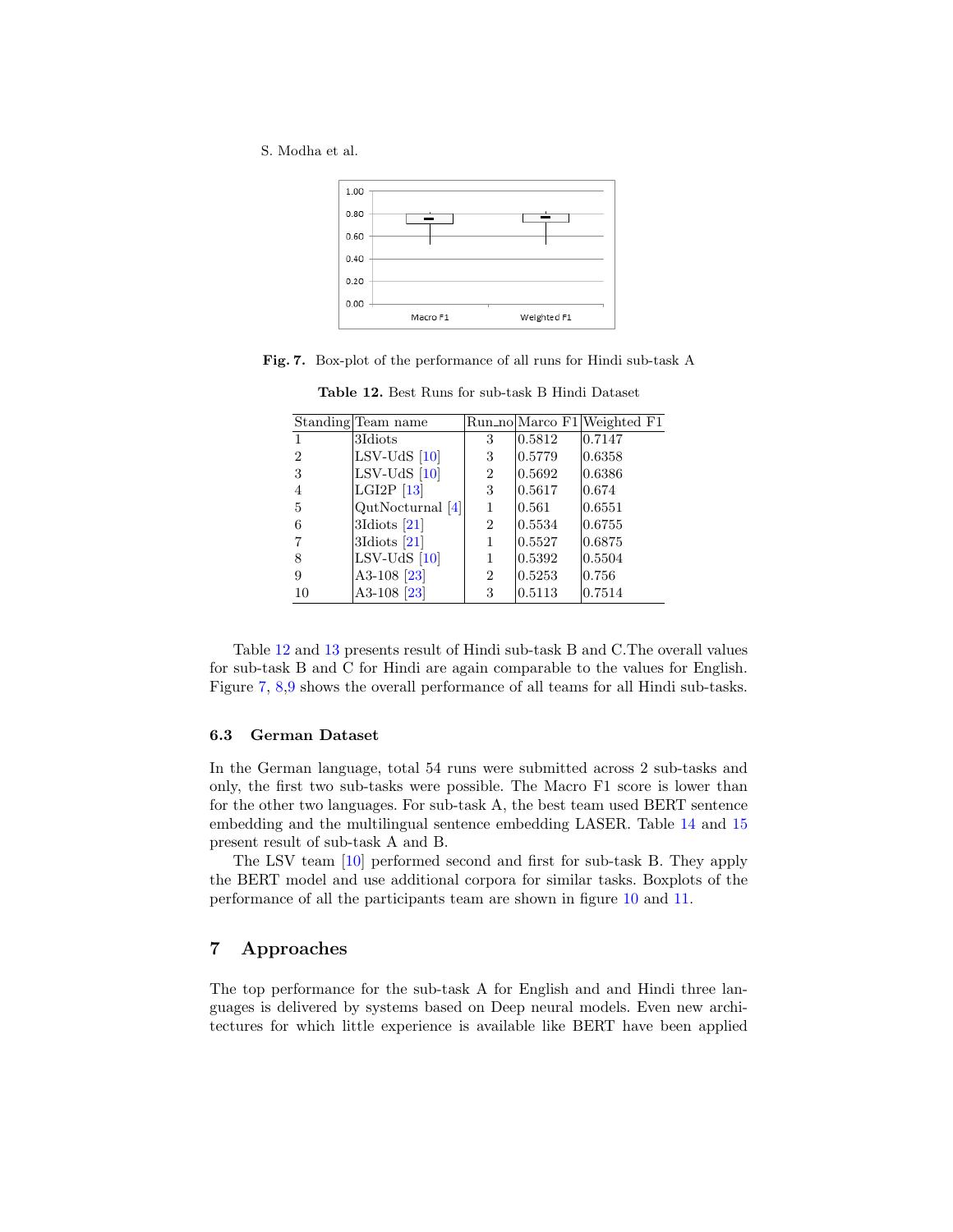Fig. 7. Box-plot of the performance of all runs for Hindi sub-task A

Table 12. Best Runs for sub-task B Hindi Dataset

| Standing | Team name | Run_no | Marco F1 | Weighted F1 |
|---|---|---|---|---|
| 1 | 3Idiots | 3 | 0.5812 | 0.7147 |
| 2 | LSV-UdS [10] | 3 | 0.5779 | 0.6358 |
| 3 | LSV-UdS [10] | 2 | 0.5692 | 0.6386 |
| 4 | LGI2P [13] | 3 | 0.5617 | 0.674 |
| 5 | QutNocturnal [4] | 1 | 0.561 | 0.6551 |
| 6 | 3Idiots [21] | 2 | 0.5534 | 0.6755 |
| 7 | 3Idiots [21] | 1 | 0.5527 | 0.6875 |
| 8 | LSV-UdS [10] | 1 | 0.5392 | 0.5504 |
| 9 | A3-108 [23] | 2 | 0.5253 | 0.756 |
| 10 | A3-108 [23] | 3 | 0.5113 | 0.7514 |

Table 12 and 13 presents result of Hindi sub-task B and C.The overall values for sub-task B and C for Hindi are again comparable to the values for English. Figure 7, 8,9 shows the overall performance of all teams for all Hindi sub-tasks.

### 6.3 German Dataset

In the German language, total 54 runs were submitted across 2 sub-tasks and only, the first two sub-tasks were possible. The Macro F1 score is lower than for the other two languages. For sub-task A, the best team used BERT sentence embedding and the multilingual sentence embedding LASER. Table 14 and 15 present result of sub-task A and B.

The LSV team [10] performed second and first for sub-task B. They apply the BERT model and use additional corpora for similar tasks. Boxplots of the performance of all the participants team are shown in figure 10 and 11.

## 7 Approaches

The top performance for the sub-task A for English and and Hindi three languages is delivered by systems based on Deep neural models. Even new architectures for which little experience is available like BERT have been applied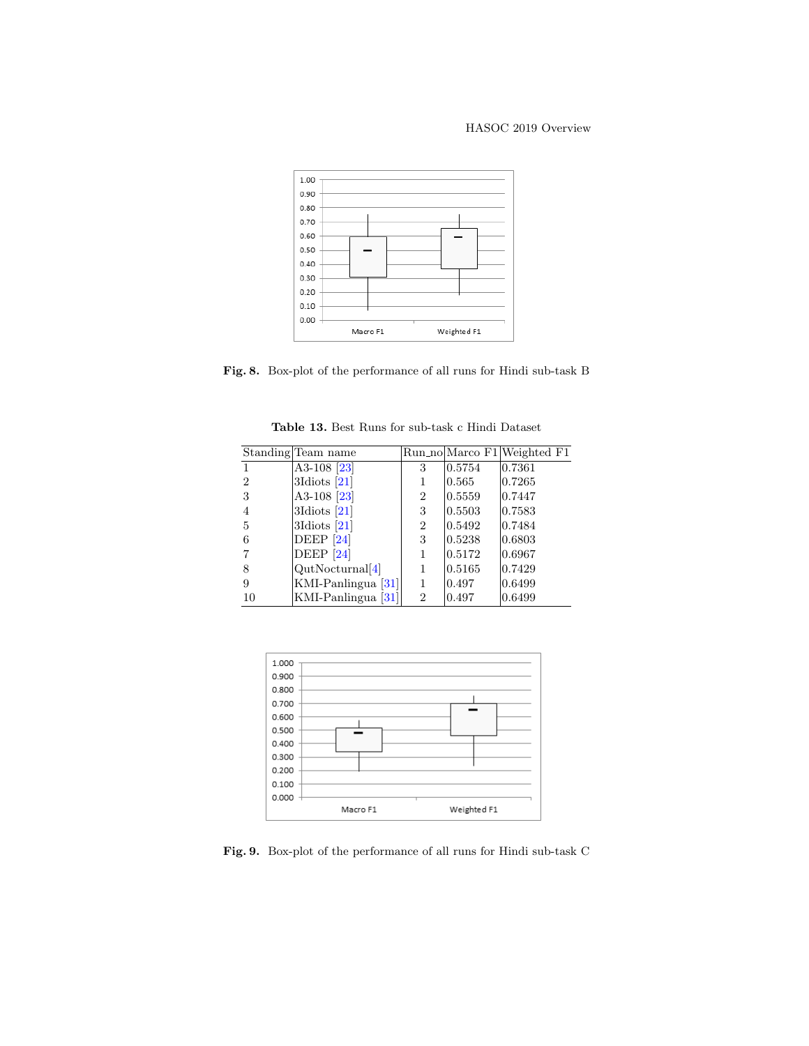**Fig. 8.** Box-plot of the performance of all runs for Hindi sub-task B

**Table 13.** Best Runs for sub-task c Hindi Dataset

| Standing | Team name | Run_no | Marco F1 | Weighted F1 |
|---|---|---|---|---|
| 1 | A3-108 [23] | 3 | 0.5754 | 0.7361 |
| 2 | 3Idiots [21] | 1 | 0.565 | 0.7265 |
| 3 | A3-108 [23] | 2 | 0.5559 | 0.7447 |
| 4 | 3Idiots [21] | 3 | 0.5503 | 0.7583 |
| 5 | 3Idiots [21] | 2 | 0.5492 | 0.7484 |
| 6 | DEEP [24] | 3 | 0.5238 | 0.6803 |
| 7 | DEEP [24] | 1 | 0.5172 | 0.6967 |
| 8 | QutNocturnal[4] | 1 | 0.5165 | 0.7429 |
| 9 | KMI-Panlingua [31] | 1 | 0.497 | 0.6499 |
| 10 | KMI-Panlingua [31] | 2 | 0.497 | 0.6499 |

**Fig. 9.** Box-plot of the performance of all runs for Hindi sub-task C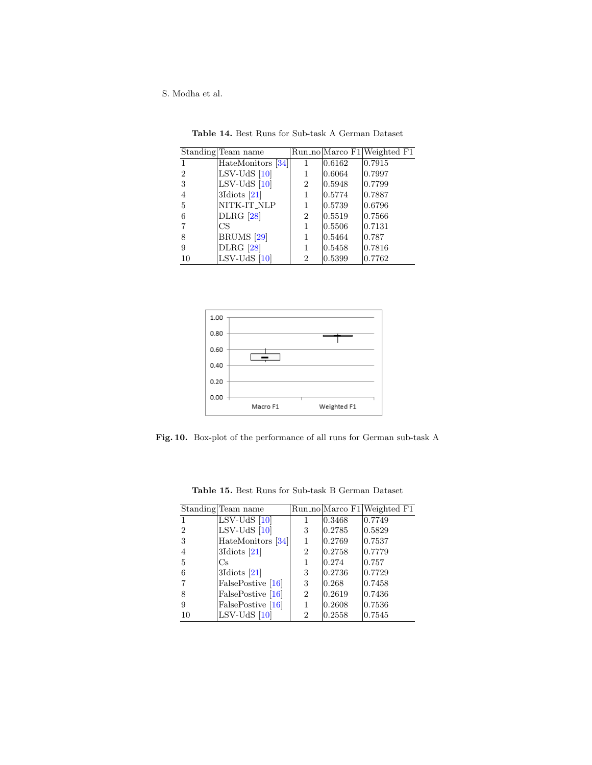**Table 14.** Best Runs for Sub-task A German Dataset

| Standing | Team name | Run_no | Marco F1 | Weighted F1 |
|---|---|---|---|---|
| 1 | HateMonitors [34] | 1 | 0.6162 | 0.7915 |
| 2 | LSV-UdS [10] | 1 | 0.6064 | 0.7997 |
| 3 | LSV-UdS [10] | 2 | 0.5948 | 0.7799 |
| 4 | 3Idiots [21] | 1 | 0.5774 | 0.7887 |
| 5 | NITK-IT_NLP | 1 | 0.5739 | 0.6796 |
| 6 | DLRG [28] | 2 | 0.5519 | 0.7566 |
| 7 | CS | 1 | 0.5506 | 0.7131 |
| 8 | BRUMS [29] | 1 | 0.5464 | 0.787 |
| 9 | DLRG [28] | 1 | 0.5458 | 0.7816 |
| 10 | LSV-UdS [10] | 2 | 0.5399 | 0.7762 |

**Fig. 10.** Box-plot of the performance of all runs for German sub-task A

**Table 15.** Best Runs for Sub-task B German Dataset

| Standing | Team name | Run_no | Marco F1 | Weighted F1 |
|---|---|---|---|---|
| 1 | LSV-UdS [10] | 1 | 0.3468 | 0.7749 |
| 2 | LSV-UdS [10] | 3 | 0.2785 | 0.5829 |
| 3 | HateMonitors [34] | 1 | 0.2769 | 0.7537 |
| 4 | 3Idiots [21] | 2 | 0.2758 | 0.7779 |
| 5 | Cs | 1 | 0.274 | 0.757 |
| 6 | 3Idiots [21] | 3 | 0.2736 | 0.7729 |
| 7 | FalsePostive [16] | 3 | 0.268 | 0.7458 |
| 8 | FalsePostive [16] | 2 | 0.2619 | 0.7436 |
| 9 | FalsePostive [16] | 1 | 0.2608 | 0.7536 |
| 10 | LSV-UdS [10] | 2 | 0.2558 | 0.7545 |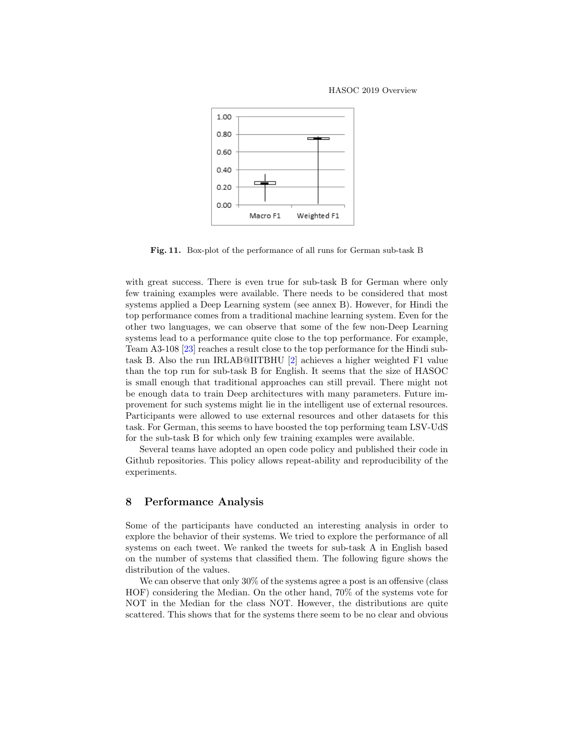Fig. 11. Box-plot of the performance of all runs for German sub-task B

with great success. There is even true for sub-task B for German where only few training examples were available. There needs to be considered that most systems applied a Deep Learning system (see annex B). However, for Hindi the top performance comes from a traditional machine learning system. Even for the other two languages, we can observe that some of the few non-Deep Learning systems lead to a performance quite close to the top performance. For example, Team A3-108 [23] reaches a result close to the top performance for the Hindi sub-task B. Also the run IRLAB@IITBHU [2] achieves a higher weighted F1 value than the top run for sub-task B for English. It seems that the size of HASOC is small enough that traditional approaches can still prevail. There might not be enough data to train Deep architectures with many parameters. Future improvement for such systems might lie in the intelligent use of external resources. Participants were allowed to use external resources and other datasets for this task. For German, this seems to have boosted the top performing team LSV-UdS for the sub-task B for which only few training examples were available.

Several teams have adopted an open code policy and published their code in Github repositories. This policy allows repeat-ability and reproducibility of the experiments.

## 8 Performance Analysis

Some of the participants have conducted an interesting analysis in order to explore the behavior of their systems. We tried to explore the performance of all systems on each tweet. We ranked the tweets for sub-task A in English based on the number of systems that classified them. The following figure shows the distribution of the values.

We can observe that only 30% of the systems agree a post is an offensive (class HOF) considering the Median. On the other hand, 70% of the systems vote for NOT in the Median for the class NOT. However, the distributions are quite scattered. This shows that for the systems there seem to be no clear and obvious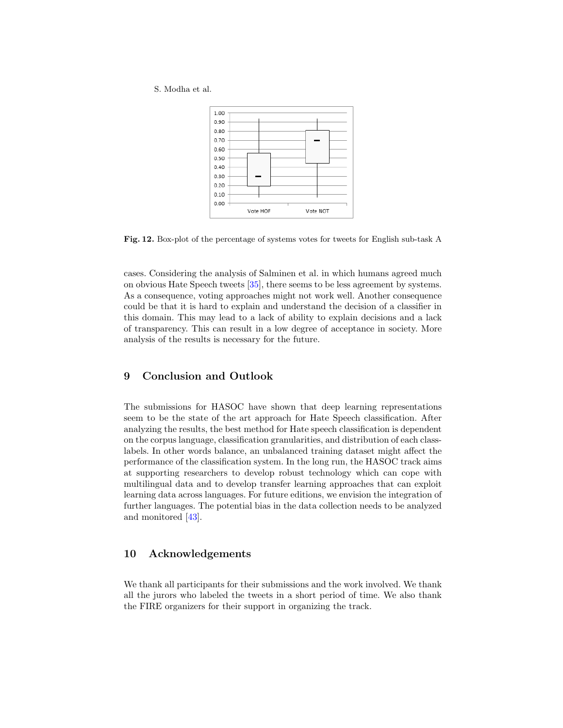Fig. 12. Box-plot of the percentage of systems votes for tweets for English sub-task A

cases. Considering the analysis of Salminen et al. in which humans agreed much on obvious Hate Speech tweets [35], there seems to be less agreement by systems. As a consequence, voting approaches might not work well. Another consequence could be that it is hard to explain and understand the decision of a classifier in this domain. This may lead to a lack of ability to explain decisions and a lack of transparency. This can result in a low degree of acceptance in society. More analysis of the results is necessary for the future.

## 9 Conclusion and Outlook

The submissions for HASOC have shown that deep learning representations seem to be the state of the art approach for Hate Speech classification. After analyzing the results, the best method for Hate speech classification is dependent on the corpus language, classification granularities, and distribution of each class-labels. In other words balance, an unbalanced training dataset might affect the performance of the classification system. In the long run, the HASOC track aims at supporting researchers to develop robust technology which can cope with multilingual data and to develop transfer learning approaches that can exploit learning data across languages. For future editions, we envision the integration of further languages. The potential bias in the data collection needs to be analyzed and monitored [43].

## 10 Acknowledgements

We thank all participants for their submissions and the work involved. We thank all the jurors who labeled the tweets in a short period of time. We also thank the FIRE organizers for their support in organizing the track.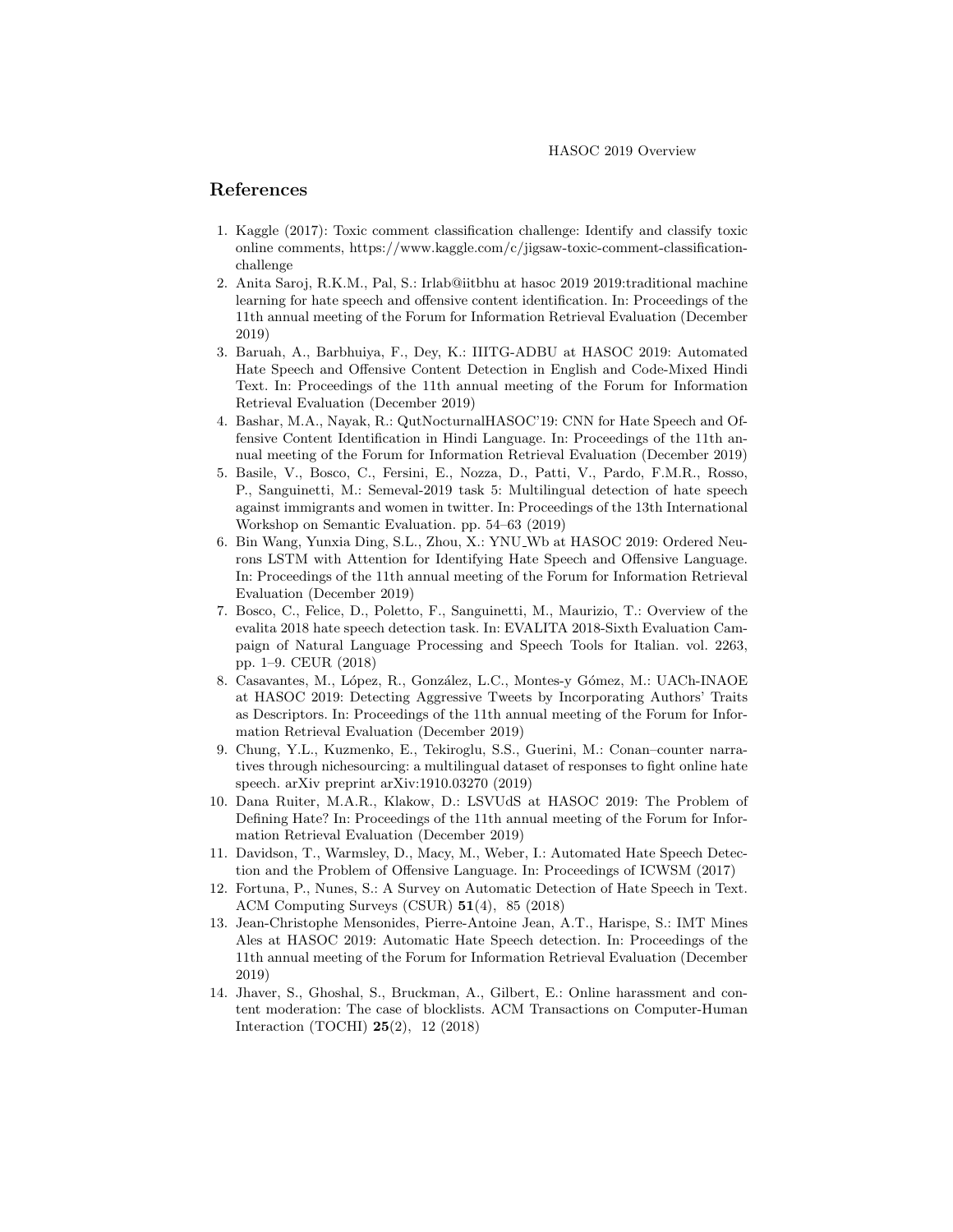## References

1. Kaggle (2017): Toxic comment classification challenge: Identify and classify toxic online comments, https://www.kaggle.com/c/jigsaw-toxic-comment-classification-challenge
2. Anita Saroj, R.K.M., Pal, S.: Irlab@iitbhu at hasoc 2019 2019:traditional machine learning for hate speech and offensive content identification. In: Proceedings of the 11th annual meeting of the Forum for Information Retrieval Evaluation (December 2019)
3. Baruah, A., Barbhuiya, F., Dey, K.: IIITG-ADBU at HASOC 2019: Automated Hate Speech and Offensive Content Detection in English and Code-Mixed Hindi Text. In: Proceedings of the 11th annual meeting of the Forum for Information Retrieval Evaluation (December 2019)
4. Bashar, M.A., Nayak, R.: QutNocturnalHASOC'19: CNN for Hate Speech and Offensive Content Identification in Hindi Language. In: Proceedings of the 11th annual meeting of the Forum for Information Retrieval Evaluation (December 2019)
5. Basile, V., Bosco, C., Fersini, E., Nozza, D., Patti, V., Pardo, F.M.R., Rosso, P., Sanguinetti, M.: Semeval-2019 task 5: Multilingual detection of hate speech against immigrants and women in twitter. In: Proceedings of the 13th International Workshop on Semantic Evaluation. pp. 54–63 (2019)
6. Bin Wang, Yunxia Ding, S.L., Zhou, X.: YNU_Wb at HASOC 2019: Ordered Neurons LSTM with Attention for Identifying Hate Speech and Offensive Language. In: Proceedings of the 11th annual meeting of the Forum for Information Retrieval Evaluation (December 2019)
7. Bosco, C., Felice, D., Poletto, F., Sanguinetti, M., Maurizio, T.: Overview of the evalita 2018 hate speech detection task. In: EVALITA 2018-Sixth Evaluation Campaign of Natural Language Processing and Speech Tools for Italian. vol. 2263, pp. 1–9. CEUR (2018)
8. Casavantes, M., López, R., González, L.C., Montes-y Gómez, M.: UACh-INAOE at HASOC 2019: Detecting Aggressive Tweets by Incorporating Authors' Traits as Descriptors. In: Proceedings of the 11th annual meeting of the Forum for Information Retrieval Evaluation (December 2019)
9. Chung, Y.L., Kuzmenko, E., Tekiroglu, S.S., Guerini, M.: Conan–counter narratives through nichesourcing: a multilingual dataset of responses to fight online hate speech. arXiv preprint arXiv:1910.03270 (2019)
10. Dana Ruiter, M.A.R., Klakow, D.: LSVUdS at HASOC 2019: The Problem of Defining Hate? In: Proceedings of the 11th annual meeting of the Forum for Information Retrieval Evaluation (December 2019)
11. Davidson, T., Warmsley, D., Macy, M., Weber, I.: Automated Hate Speech Detection and the Problem of Offensive Language. In: Proceedings of ICWSM (2017)
12. Fortuna, P., Nunes, S.: A Survey on Automatic Detection of Hate Speech in Text. ACM Computing Surveys (CSUR) **51**(4), 85 (2018)
13. Jean-Christophe Mensonides, Pierre-Antoine Jean, A.T., Harispe, S.: IMT Mines Ales at HASOC 2019: Automatic Hate Speech detection. In: Proceedings of the 11th annual meeting of the Forum for Information Retrieval Evaluation (December 2019)
14. Jhaver, S., Ghoshal, S., Bruckman, A., Gilbert, E.: Online harassment and content moderation: The case of blocklists. ACM Transactions on Computer-Human Interaction (TOCHI) **25**(2), 12 (2018)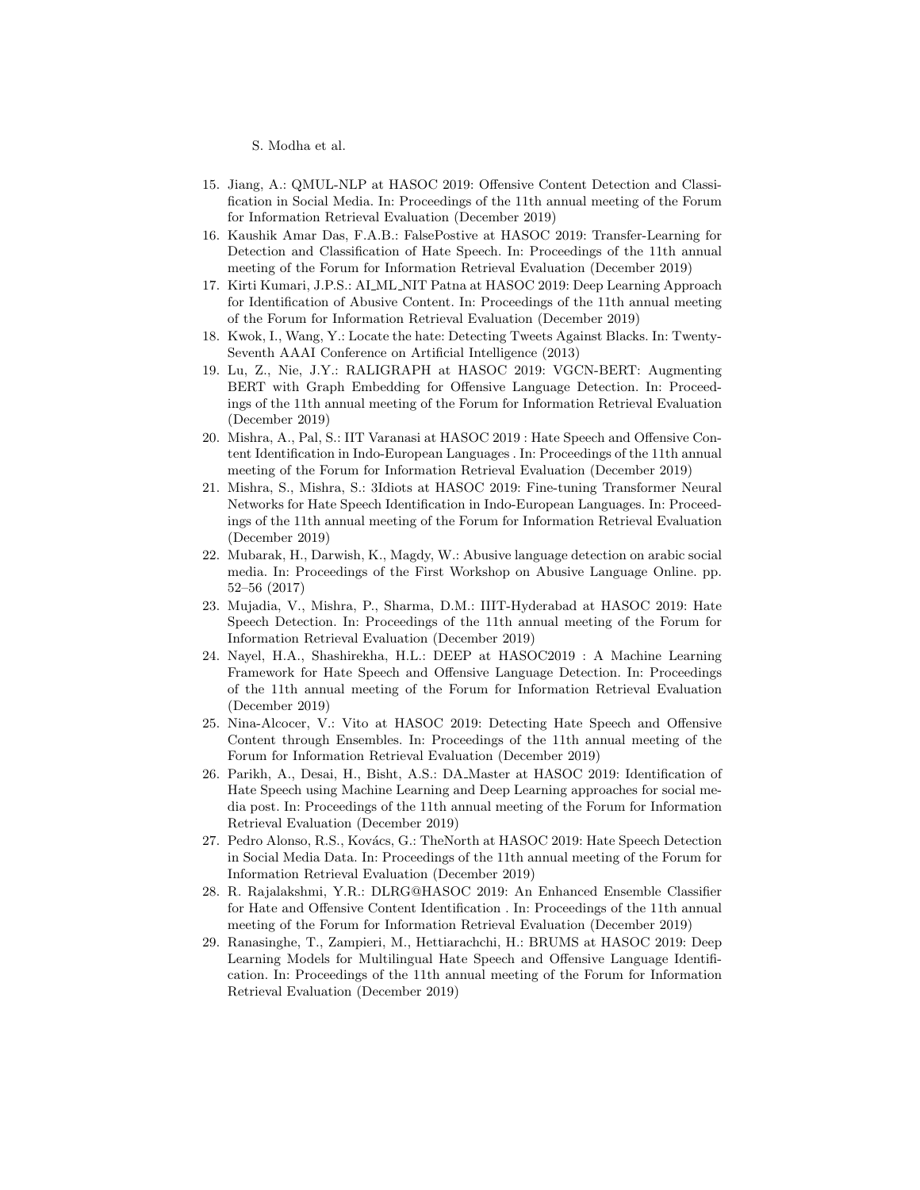15. Jiang, A.: QMUL-NLP at HASOC 2019: Offensive Content Detection and Classification in Social Media. In: Proceedings of the 11th annual meeting of the Forum for Information Retrieval Evaluation (December 2019)
16. Kaushik Amar Das, F.A.B.: FalsePostive at HASOC 2019: Transfer-Learning for Detection and Classification of Hate Speech. In: Proceedings of the 11th annual meeting of the Forum for Information Retrieval Evaluation (December 2019)
17. Kirti Kumari, J.P.S.: AI_ML_NIT Patna at HASOC 2019: Deep Learning Approach for Identification of Abusive Content. In: Proceedings of the 11th annual meeting of the Forum for Information Retrieval Evaluation (December 2019)
18. Kwok, I., Wang, Y.: Locate the hate: Detecting Tweets Against Blacks. In: Twenty-Seventh AAAI Conference on Artificial Intelligence (2013)
19. Lu, Z., Nie, J.Y.: RALIGRAPH at HASOC 2019: VGCN-BERT: Augmenting BERT with Graph Embedding for Offensive Language Detection. In: Proceedings of the 11th annual meeting of the Forum for Information Retrieval Evaluation (December 2019)
20. Mishra, A., Pal, S.: IIT Varanasi at HASOC 2019 : Hate Speech and Offensive Content Identification in Indo-European Languages . In: Proceedings of the 11th annual meeting of the Forum for Information Retrieval Evaluation (December 2019)
21. Mishra, S., Mishra, S.: 3Idiots at HASOC 2019: Fine-tuning Transformer Neural Networks for Hate Speech Identification in Indo-European Languages. In: Proceedings of the 11th annual meeting of the Forum for Information Retrieval Evaluation (December 2019)
22. Mubarak, H., Darwish, K., Magdy, W.: Abusive language detection on arabic social media. In: Proceedings of the First Workshop on Abusive Language Online. pp. 52–56 (2017)
23. Mujadia, V., Mishra, P., Sharma, D.M.: IIIT-Hyderabad at HASOC 2019: Hate Speech Detection. In: Proceedings of the 11th annual meeting of the Forum for Information Retrieval Evaluation (December 2019)
24. Nayel, H.A., Shashirekha, H.L.: DEEP at HASOC2019 : A Machine Learning Framework for Hate Speech and Offensive Language Detection. In: Proceedings of the 11th annual meeting of the Forum for Information Retrieval Evaluation (December 2019)
25. Nina-Alcocer, V.: Vito at HASOC 2019: Detecting Hate Speech and Offensive Content through Ensembles. In: Proceedings of the 11th annual meeting of the Forum for Information Retrieval Evaluation (December 2019)
26. Parikh, A., Desai, H., Bisht, A.S.: DA_Master at HASOC 2019: Identification of Hate Speech using Machine Learning and Deep Learning approaches for social media post. In: Proceedings of the 11th annual meeting of the Forum for Information Retrieval Evaluation (December 2019)
27. Pedro Alonso, R.S., Kovács, G.: TheNorth at HASOC 2019: Hate Speech Detection in Social Media Data. In: Proceedings of the 11th annual meeting of the Forum for Information Retrieval Evaluation (December 2019)
28. R. Rajalakshmi, Y.R.: DLRG@HASOC 2019: An Enhanced Ensemble Classifier for Hate and Offensive Content Identification . In: Proceedings of the 11th annual meeting of the Forum for Information Retrieval Evaluation (December 2019)
29. Ranasinghe, T., Zampieri, M., Hettiarachchi, H.: BRUMS at HASOC 2019: Deep Learning Models for Multilingual Hate Speech and Offensive Language Identification. In: Proceedings of the 11th annual meeting of the Forum for Information Retrieval Evaluation (December 2019)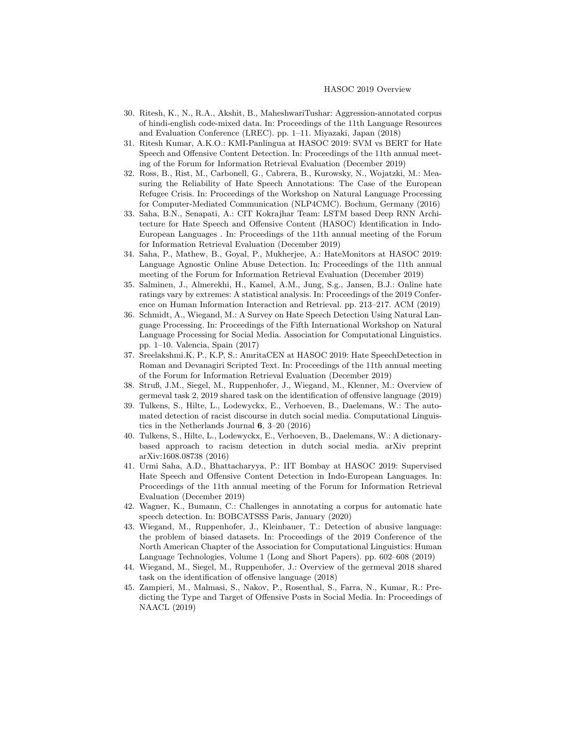30. Ritesh, K., N., R.A., Akshit, B., MaheshwariTushar: Aggression-annotated corpus of hindi-english code-mixed data. In: Proceedings of the 11th Language Resources and Evaluation Conference (LREC). pp. 1–11. Miyazaki, Japan (2018)
31. Ritesh Kumar, A.K.O.: KMI-Panlingua at HASOC 2019: SVM vs BERT for Hate Speech and Offensive Content Detection. In: Proceedings of the 11th annual meeting of the Forum for Information Retrieval Evaluation (December 2019)
32. Ross, B., Rist, M., Carbonell, G., Cabrera, B., Kurowsky, N., Wojatzki, M.: Measuring the Reliability of Hate Speech Annotations: The Case of the European Refugee Crisis. In: Proceedings of the Workshop on Natural Language Processing for Computer-Mediated Communication (NLP4CMC). Bochum, Germany (2016)
33. Saha, B.N., Senapati, A.: CIT Kokrajhar Team: LSTM based Deep RNN Architecture for Hate Speech and Offensive Content (HASOC) Identification in Indo-European Languages . In: Proceedings of the 11th annual meeting of the Forum for Information Retrieval Evaluation (December 2019)
34. Saha, P., Mathew, B., Goyal, P., Mukherjee, A.: HateMonitors at HASOC 2019: Language Agnostic Online Abuse Detection. In: Proceedings of the 11th annual meeting of the Forum for Information Retrieval Evaluation (December 2019)
35. Salminen, J., Almerekhi, H., Kamel, A.M., Jung, S.g., Jansen, B.J.: Online hate ratings vary by extremes: A statistical analysis. In: Proceedings of the 2019 Conference on Human Information Interaction and Retrieval. pp. 213–217. ACM (2019)
36. Schmidt, A., Wiegand, M.: A Survey on Hate Speech Detection Using Natural Language Processing. In: Proceedings of the Fifth International Workshop on Natural Language Processing for Social Media. Association for Computational Linguistics. pp. 1–10. Valencia, Spain (2017)
37. Sreelakshmi.K, P., K.P, S.: AmritaCEN at HASOC 2019: Hate SpeechDetection in Roman and Devanagiri Scripted Text. In: Proceedings of the 11th annual meeting of the Forum for Information Retrieval Evaluation (December 2019)
38. Struß, J.M., Siegel, M., Ruppenhofer, J., Wiegand, M., Klenner, M.: Overview of germeval task 2, 2019 shared task on the identification of offensive language (2019)
39. Tulkens, S., Hilte, L., Lodewyckx, E., Verhoeven, B., Daelemans, W.: The automated detection of racist discourse in dutch social media. Computational Linguistics in the Netherlands Journal **6**, 3–20 (2016)
40. Tulkens, S., Hilte, L., Lodewyckx, E., Verhoeven, B., Daelemans, W.: A dictionary-based approach to racism detection in dutch social media. arXiv preprint arXiv:1608.08738 (2016)
41. Urmi Saha, A.D., Bhattacharyya, P.: IIT Bombay at HASOC 2019: Supervised Hate Speech and Offensive Content Detection in Indo-European Languages. In: Proceedings of the 11th annual meeting of the Forum for Information Retrieval Evaluation (December 2019)
42. Wagner, K., Bumann, C.: Challenges in annotating a corpus for automatic hate speech detection. In: BOBCATSSS Paris, January (2020)
43. Wiegand, M., Ruppenhofer, J., Kleinbauer, T.: Detection of abusive language: the problem of biased datasets. In: Proceedings of the 2019 Conference of the North American Chapter of the Association for Computational Linguistics: Human Language Technologies, Volume 1 (Long and Short Papers). pp. 602–608 (2019)
44. Wiegand, M., Siegel, M., Ruppenhofer, J.: Overview of the germeval 2018 shared task on the identification of offensive language (2018)
45. Zampieri, M., Malmasi, S., Nakov, P., Rosenthal, S., Farra, N., Kumar, R.: Predicting the Type and Target of Offensive Posts in Social Media. In: Proceedings of NAACL (2019)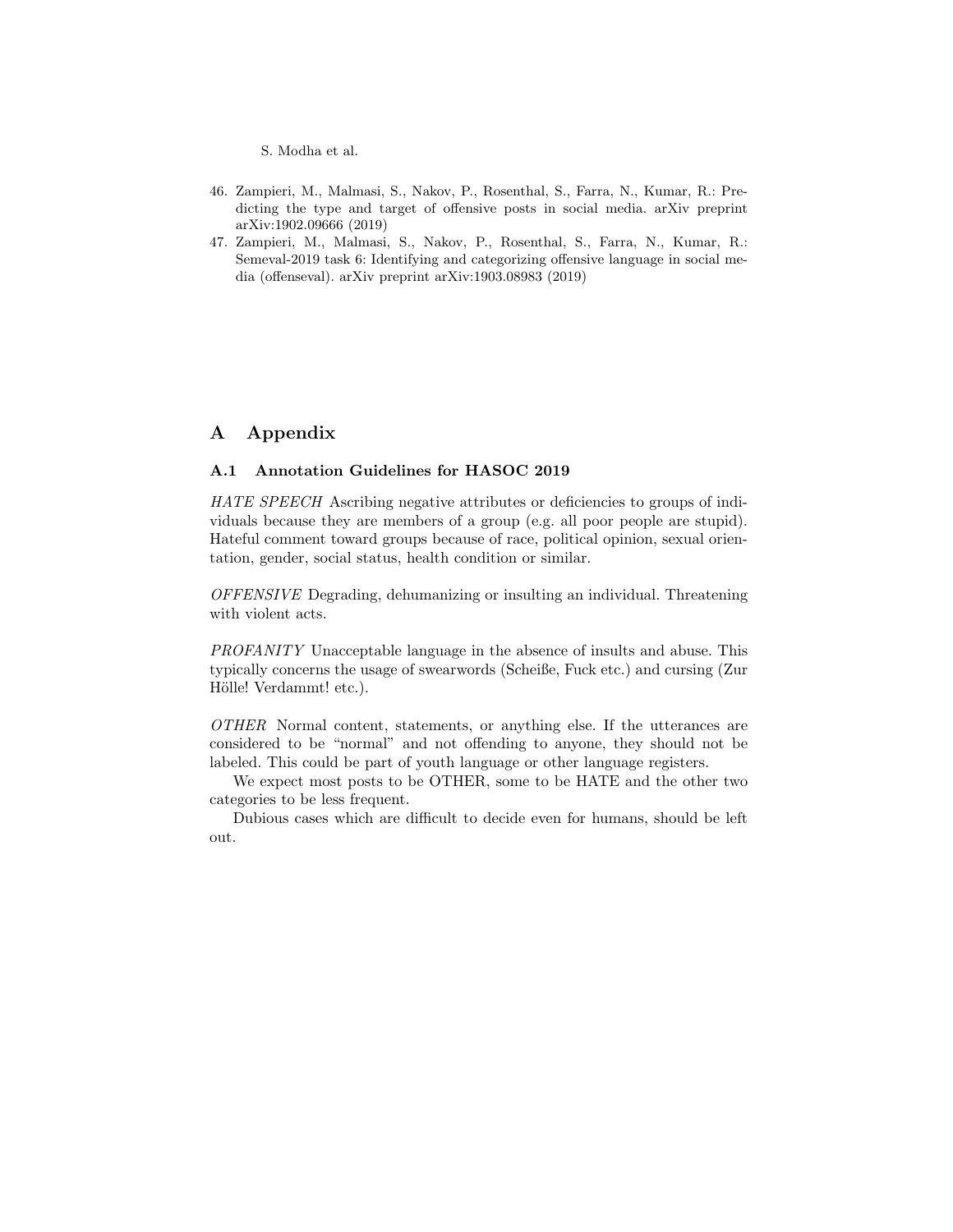46. Zampieri, M., Malmasi, S., Nakov, P., Rosenthal, S., Farra, N., Kumar, R.: Predicting the type and target of offensive posts in social media. arXiv preprint arXiv:1902.09666 (2019)
47. Zampieri, M., Malmasi, S., Nakov, P., Rosenthal, S., Farra, N., Kumar, R.: Semeval-2019 task 6: Identifying and categorizing offensive language in social media (offenseval). arXiv preprint arXiv:1903.08983 (2019)

# A Appendix

## A.1 Annotation Guidelines for HASOC 2019

*HATE SPEECH* Ascribing negative attributes or deficiencies to groups of individuals because they are members of a group (e.g. all poor people are stupid). Hateful comment toward groups because of race, political opinion, sexual orientation, gender, social status, health condition or similar.

*OFFENSIVE* Degrading, dehumanizing or insulting an individual. Threatening with violent acts.

*PROFANITY* Unacceptable language in the absence of insults and abuse. This typically concerns the usage of swearwords (Scheiße, Fuck etc.) and cursing (Zur Hölle! Verdammt! etc.).

*OTHER* Normal content, statements, or anything else. If the utterances are considered to be "normal" and not offending to anyone, they should not be labeled. This could be part of youth language or other language registers.

We expect most posts to be OTHER, some to be HATE and the other two categories to be less frequent.

Dubious cases which are difficult to decide even for humans, should be left out.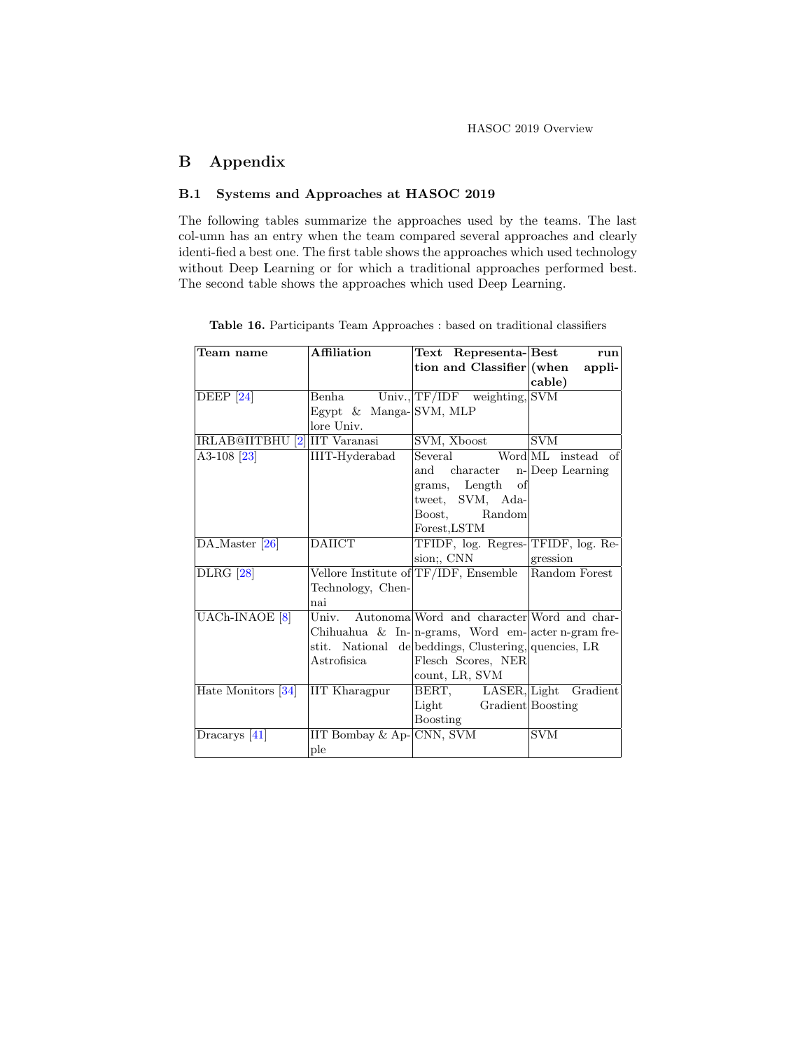# B Appendix

## B.1 Systems and Approaches at HASOC 2019

The following tables summarize the approaches used by the teams. The last col-umn has an entry when the team compared several approaches and clearly identi-fied a best one. The first table shows the approaches which used technology without Deep Learning or for which a traditional approaches performed best. The second table shows the approaches which used Deep Learning.

**Table 16.** Participants Team Approaches : based on traditional classifiers

| Team name | Affiliation | Text Representation and Classifier | Best run (when applicable) |
|---|---|---|---|
| DEEP [24] | Benha Univ., Egypt & Mangalore Univ. | TF/IDF weighting, SVM, MLP | SVM |
| IRLAB@IITBHU [2] | IIT Varanasi | SVM, Xboost | SVM |
| A3-108 [23] | IIIT-Hyderabad | Several Word and character n-grams, Length of tweet, SVM, Ada-Boost, Random Forest,LSTM | ML instead of Deep Learning |
| DA_Master [26] | DAIICT | TFIDF, log. Regression;, CNN | TFIDF, log. Regression |
| DLRG [28] | Vellore Institute of Technology, Chennai | TF/IDF, Ensemble | Random Forest |
| UACh-INAOE [8] | Univ. Autonoma Chihuahua & Instit. National de Astrofisica | Word and character n-grams, Word embeddings, Clustering, Flesch Scores, NER count, LR, SVM | Word and character n-gram frequencies, LR |
| Hate Monitors [34] | IIT Kharagpur | BERT, LASER, Light Gradient Boosting | Light Gradient Boosting |
| Dracarys [41] | IIT Bombay & Apple | CNN, SVM | SVM |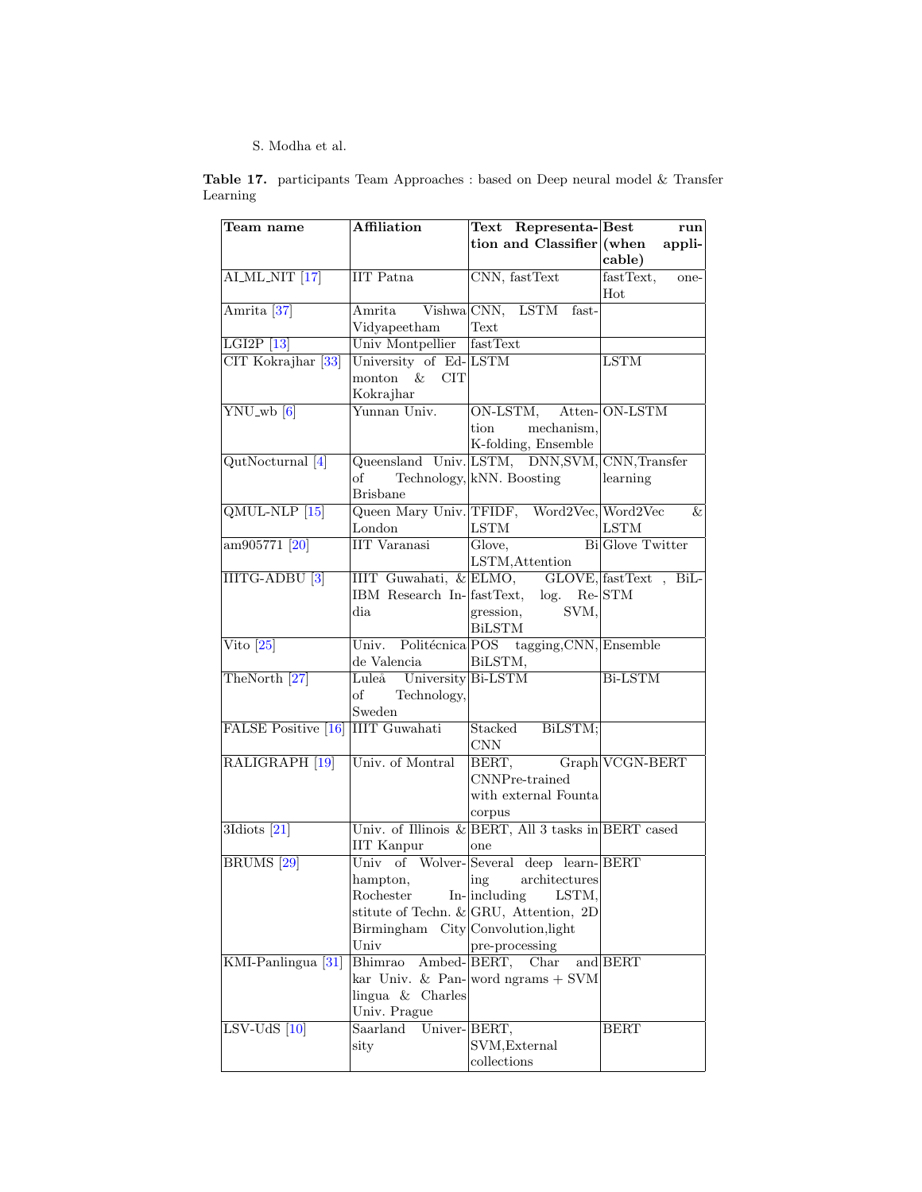**Table 17.** participants Team Approaches : based on Deep neural model & Transfer Learning

| Team name | Affiliation | Text Representation and Classifier | Best run (when applicable) |
|---|---|---|---|
| AI_ML_NIT [17] | IIT Patna | CNN, fastText | fastText, one-Hot |
| Amrita [37] | Amrita Vishwa Vidyapeetham | CNN, LSTM fastText | |
| LGI2P [13] | Univ Montpellier | fastText | |
| CIT Kokrajhar [33] | University of Edmonton & CIT Kokrajhar | LSTM | LSTM |
| YNU_wb [6] | Yunnan Univ. | ON-LSTM, Attention mechanism, K-folding, Ensemble | ON-LSTM |
| QutNocturnal [4] | Queensland Univ. of Technology, Brisbane | LSTM, DNN,SVM, kNN. Boosting | CNN,Transfer learning |
| QMUL-NLP [15] | Queen Mary Univ. London | TFIDF, Word2Vec, LSTM | Word2Vec & LSTM |
| am905771 [20] | IIT Varanasi | Glove, Bi LSTM,Attention | Glove Twitter |
| IIITG-ADBU [3] | IIIT Guwahati, & IBM Research India | ELMO, GLOVE, fastText, log. Regression, SVM, BiLSTM | fastText , BiLSTM |
| Vito [25] | Univ. Politécnica de Valencia | POS tagging,CNN, BiLSTM, | Ensemble |
| TheNorth [27] | Luleå University of Technology, Sweden | Bi-LSTM | Bi-LSTM |
| FALSE Positive [16] | IIIT Guwahati | Stacked BiLSTM; CNN | |
| RALIGRAPH [19] | Univ. of Montral | BERT, Graph CNNPre-trained with external Founta corpus | VCGN-BERT |
| 3Idiots [21] | Univ. of Illinois & IIT Kanpur | BERT, All 3 tasks in one | BERT cased |
| BRUMS [29] | Univ of Wolverhampton, Rochester Institute of Techn. & Birmingham City Univ | Several deep learning architectures including LSTM, GRU, Attention, 2D Convolution,light pre-processing | BERT |
| KMI-Panlingua [31] | Bhimrao Ambedkar Univ. & Panlingua & Charles Univ. Prague | BERT, Char and word ngrams + SVM | BERT |
| LSV-UdS [10] | Saarland University | BERT, SVM,External collections | BERT |